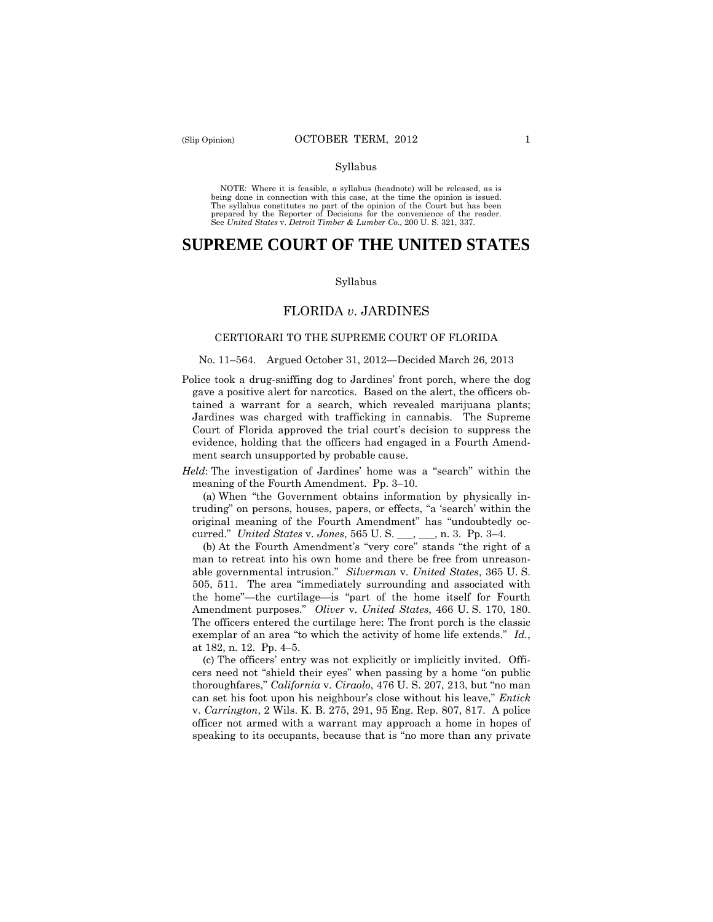Syllabus

NOTE: Where it is feasible, a syllabus (headnote) will be released, as is being done in connection with this case, at the time the opinion is issued. The syllabus constitutes no part of the opinion of the Court but has been prepared by the Reporter of Decisions for the convenience of the reader. See *United States* v. *Detroit Timber & Lumber Co.,* 200 U. S. 321, 337.

# SUPREME COURT OF THE UNITED STATES

Syllabus

## FLORIDA *v*. JARDINES

CERTIORARI TO THE SUPREME COURT OF FLORIDA

No. 11–564. Argued October 31, 2012—Decided March 26, 2013

Police took a drug-sniffing dog to Jardines' front porch, where the dog gave a positive alert for narcotics. Based on the alert, the officers obtained a warrant for a search, which revealed marijuana plants; Jardines was charged with trafficking in cannabis. The Supreme Court of Florida approved the trial court's decision to suppress the evidence, holding that the officers had engaged in a Fourth Amendment search unsupported by probable cause.

*Held*: The investigation of Jardines' home was a "search" within the meaning of the Fourth Amendment. Pp. 3–10.

(a) When "the Government obtains information by physically intruding" on persons, houses, papers, or effects, "a 'search' within the original meaning of the Fourth Amendment" has "undoubtedly occurred." *United States* v. *Jones*, 565 U. S. ___, ___, n. 3. Pp. 3–4.

(b) At the Fourth Amendment's "very core" stands "the right of a man to retreat into his own home and there be free from unreasonable governmental intrusion." *Silverman* v. *United States*, 365 U. S. 505, 511. The area "immediately surrounding and associated with the home"—the curtilage—is "part of the home itself for Fourth Amendment purposes." *Oliver* v. *United States*, 466 U. S. 170, 180. The officers entered the curtilage here: The front porch is the classic exemplar of an area "to which the activity of home life extends." *Id.*, at 182, n. 12. Pp. 4–5.

(c) The officers' entry was not explicitly or implicitly invited. Officers need not "shield their eyes" when passing by a home "on public thoroughfares," *California* v. *Ciraolo*, 476 U. S. 207, 213, but "no man can set his foot upon his neighbour's close without his leave," *Entick* v. *Carrington*, 2 Wils. K. B. 275, 291, 95 Eng. Rep. 807, 817. A police officer not armed with a warrant may approach a home in hopes of speaking to its occupants, because that is "no more than any private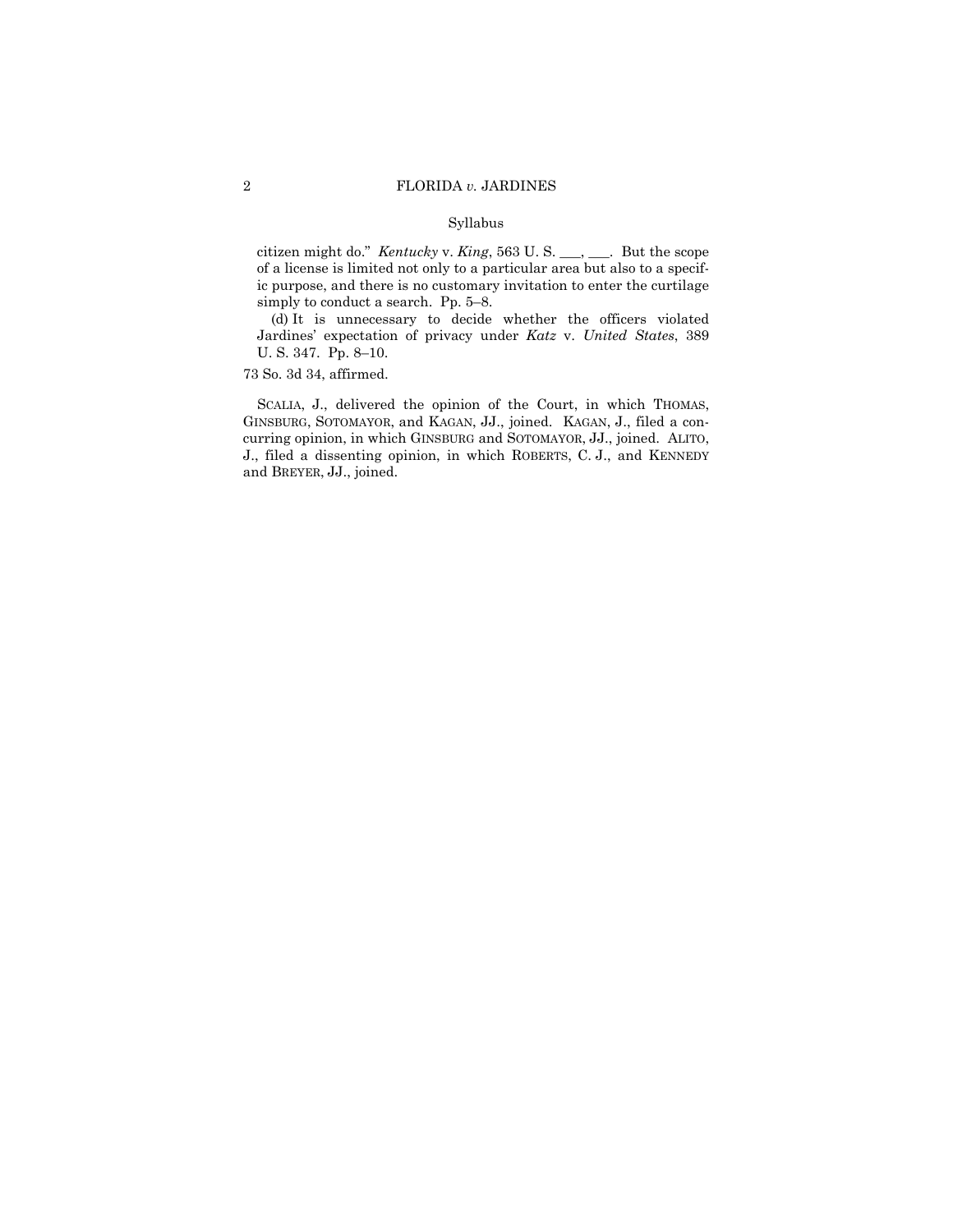Syllabus

citizen might do." *Kentucky* v. *King*, 563 U. S. \_\_\_, \_\_\_. But the scope of a license is limited not only to a particular area but also to a specific purpose, and there is no customary invitation to enter the curtilage simply to conduct a search. Pp. 5–8.

(d) It is unnecessary to decide whether the officers violated Jardines' expectation of privacy under *Katz* v. *United States*, 389 U. S. 347. Pp. 8–10.

73 So. 3d 34, affirmed.

SCALIA, J., delivered the opinion of the Court, in which THOMAS, GINSBURG, SOTOMAYOR, and KAGAN, JJ., joined. KAGAN, J., filed a concurring opinion, in which GINSBURG and SOTOMAYOR, JJ., joined. ALITO, J., filed a dissenting opinion, in which ROBERTS, C. J., and KENNEDY and BREYER, JJ., joined.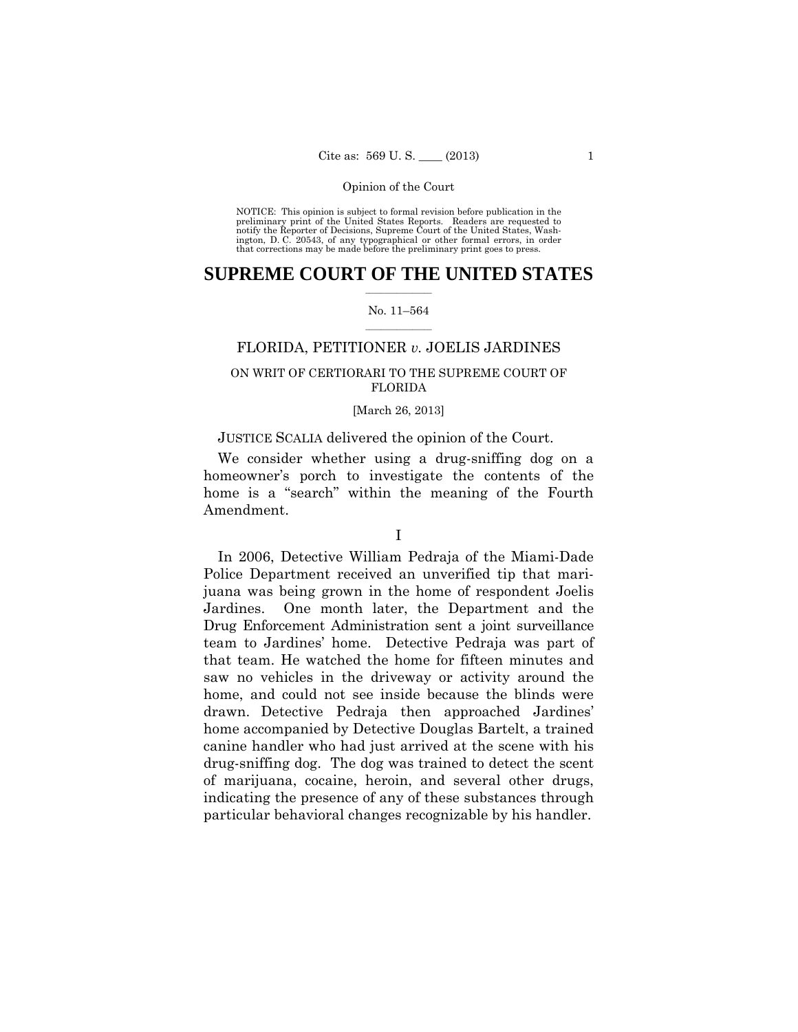NOTICE: This opinion is subject to formal revision before publication in the preliminary print of the United States Reports. Readers are requested to notify the Reporter of Decisions, Supreme Court of the United States, Washington, D. C. 20543, of any typographical or other formal errors, in order that corrections may be made before the preliminary print goes to press.

# SUPREME COURT OF THE UNITED STATES

No. 11–564

FLORIDA, PETITIONER *v.* JOELIS JARDINES

ON WRIT OF CERTIORARI TO THE SUPREME COURT OF FLORIDA

[March 26, 2013]

JUSTICE SCALIA delivered the opinion of the Court.

We consider whether using a drug-sniffing dog on a homeowner's porch to investigate the contents of the home is a "search" within the meaning of the Fourth Amendment.

I

In 2006, Detective William Pedraja of the Miami-Dade Police Department received an unverified tip that marijuana was being grown in the home of respondent Joelis Jardines. One month later, the Department and the Drug Enforcement Administration sent a joint surveillance team to Jardines' home. Detective Pedraja was part of that team. He watched the home for fifteen minutes and saw no vehicles in the driveway or activity around the home, and could not see inside because the blinds were drawn. Detective Pedraja then approached Jardines' home accompanied by Detective Douglas Bartelt, a trained canine handler who had just arrived at the scene with his drug-sniffing dog. The dog was trained to detect the scent of marijuana, cocaine, heroin, and several other drugs, indicating the presence of any of these substances through particular behavioral changes recognizable by his handler.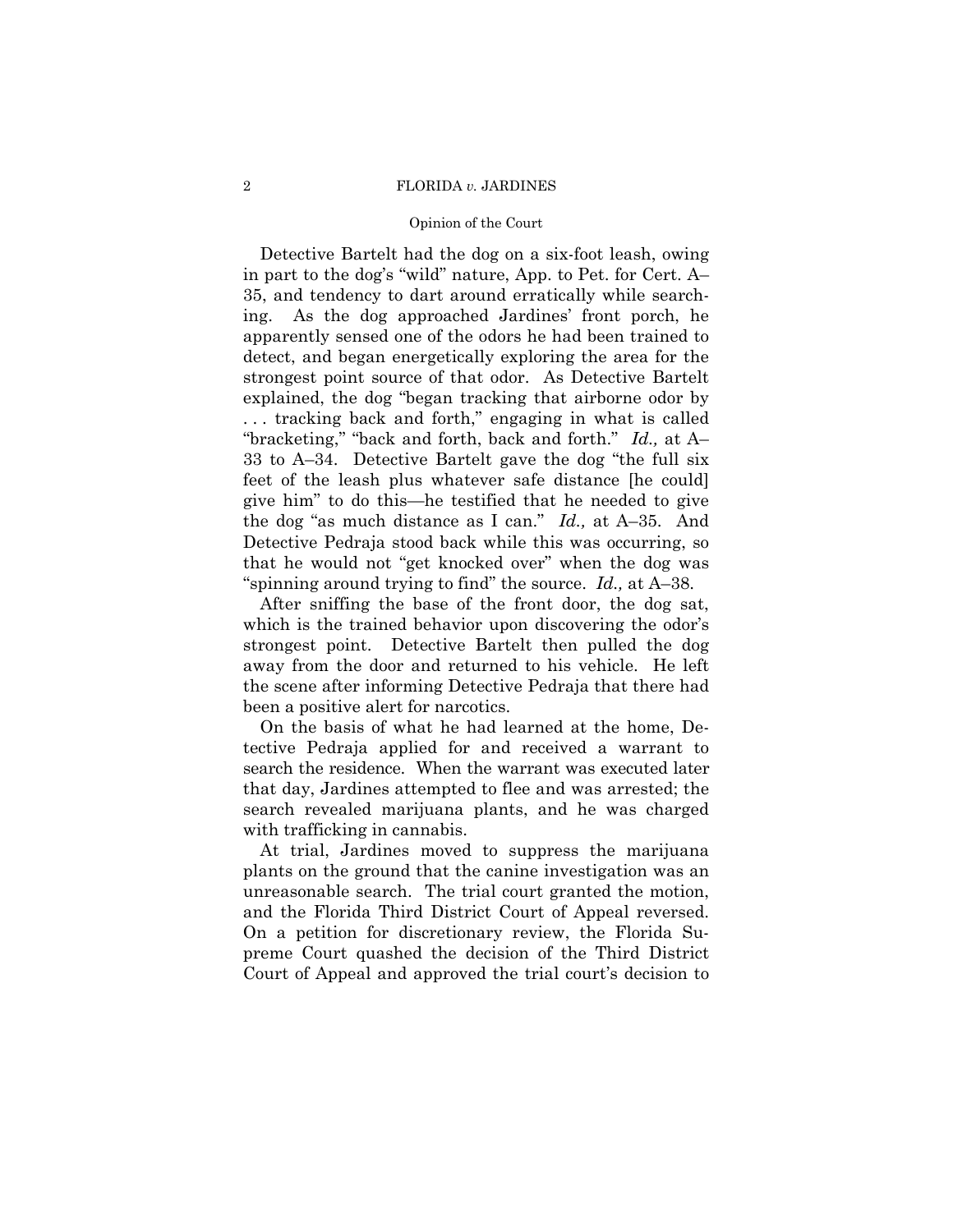Detective Bartelt had the dog on a six-foot leash, owing in part to the dog's "wild" nature, App. to Pet. for Cert. A–35, and tendency to dart around erratically while searching. As the dog approached Jardines' front porch, he apparently sensed one of the odors he had been trained to detect, and began energetically exploring the area for the strongest point source of that odor. As Detective Bartelt explained, the dog "began tracking that airborne odor by . . . tracking back and forth," engaging in what is called "bracketing," "back and forth, back and forth." *Id.,* at A–33 to A–34. Detective Bartelt gave the dog "the full six feet of the leash plus whatever safe distance [he could] give him" to do this—he testified that he needed to give the dog "as much distance as I can." *Id.,* at A–35. And Detective Pedraja stood back while this was occurring, so that he would not "get knocked over" when the dog was "spinning around trying to find" the source. *Id.,* at A–38.

After sniffing the base of the front door, the dog sat, which is the trained behavior upon discovering the odor's strongest point. Detective Bartelt then pulled the dog away from the door and returned to his vehicle. He left the scene after informing Detective Pedraja that there had been a positive alert for narcotics.

On the basis of what he had learned at the home, Detective Pedraja applied for and received a warrant to search the residence. When the warrant was executed later that day, Jardines attempted to flee and was arrested; the search revealed marijuana plants, and he was charged with trafficking in cannabis.

At trial, Jardines moved to suppress the marijuana plants on the ground that the canine investigation was an unreasonable search. The trial court granted the motion, and the Florida Third District Court of Appeal reversed. On a petition for discretionary review, the Florida Supreme Court quashed the decision of the Third District Court of Appeal and approved the trial court's decision to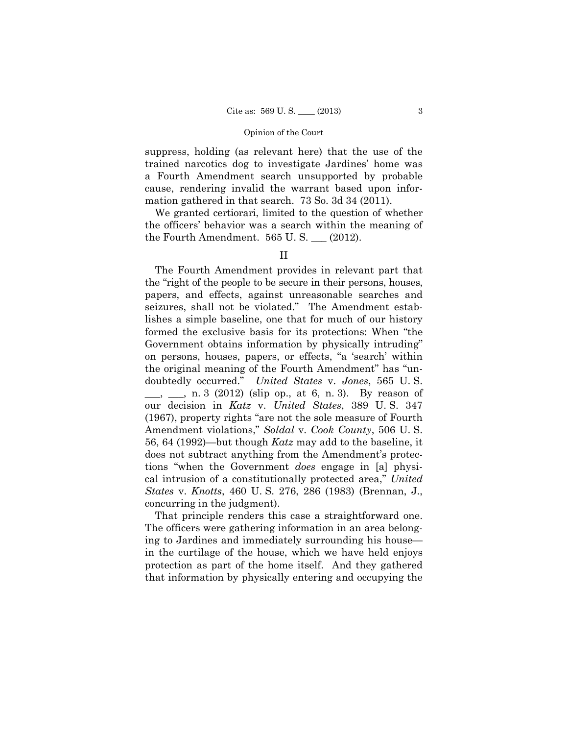suppress, holding (as relevant here) that the use of the trained narcotics dog to investigate Jardines' home was a Fourth Amendment search unsupported by probable cause, rendering invalid the warrant based upon information gathered in that search. 73 So. 3d 34 (2011).

We granted certiorari, limited to the question of whether the officers' behavior was a search within the meaning of the Fourth Amendment. 565 U. S. ___ (2012).

## II

The Fourth Amendment provides in relevant part that the "right of the people to be secure in their persons, houses, papers, and effects, against unreasonable searches and seizures, shall not be violated." The Amendment establishes a simple baseline, one that for much of our history formed the exclusive basis for its protections: When "the Government obtains information by physically intruding" on persons, houses, papers, or effects, "a 'search' within the original meaning of the Fourth Amendment" has "undoubtedly occurred." *United States* v. *Jones*, 565 U. S. ___, ___, n. 3 (2012) (slip op., at 6, n. 3). By reason of our decision in *Katz* v. *United States*, 389 U. S. 347 (1967), property rights "are not the sole measure of Fourth Amendment violations," *Soldal* v. *Cook County*, 506 U. S. 56, 64 (1992)—but though *Katz* may add to the baseline, it does not subtract anything from the Amendment's protections "when the Government *does* engage in [a] physical intrusion of a constitutionally protected area," *United States* v. *Knotts*, 460 U. S. 276, 286 (1983) (Brennan, J., concurring in the judgment).

That principle renders this case a straightforward one. The officers were gathering information in an area belonging to Jardines and immediately surrounding his house—in the curtilage of the house, which we have held enjoys protection as part of the home itself. And they gathered that information by physically entering and occupying the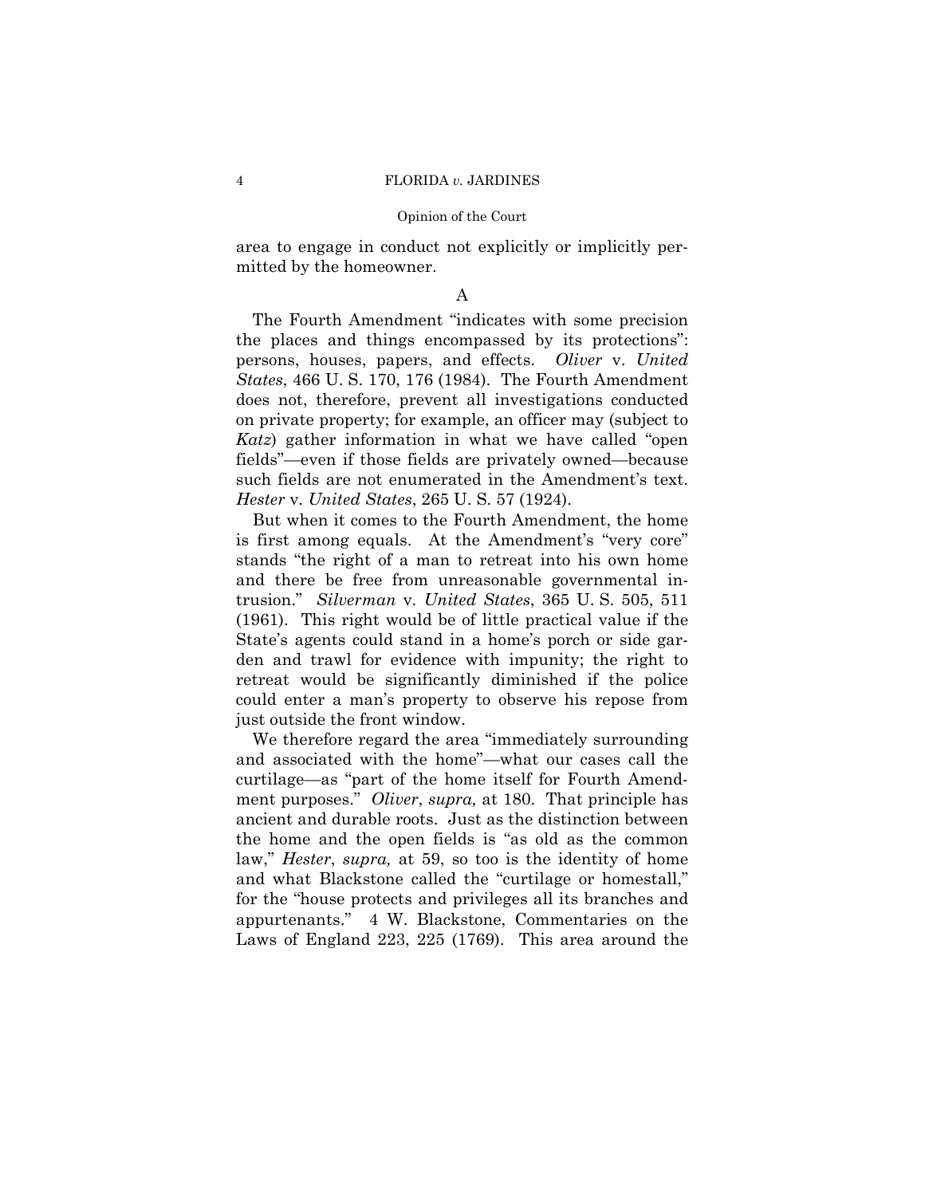area to engage in conduct not explicitly or implicitly permitted by the homeowner.

### A

The Fourth Amendment "indicates with some precision the places and things encompassed by its protections": persons, houses, papers, and effects. *Oliver* v. *United States*, 466 U. S. 170, 176 (1984). The Fourth Amendment does not, therefore, prevent all investigations conducted on private property; for example, an officer may (subject to *Katz*) gather information in what we have called "open fields"—even if those fields are privately owned—because such fields are not enumerated in the Amendment's text. *Hester* v. *United States*, 265 U. S. 57 (1924).

But when it comes to the Fourth Amendment, the home is first among equals. At the Amendment's "very core" stands "the right of a man to retreat into his own home and there be free from unreasonable governmental intrusion." *Silverman* v. *United States*, 365 U. S. 505, 511 (1961). This right would be of little practical value if the State's agents could stand in a home's porch or side garden and trawl for evidence with impunity; the right to retreat would be significantly diminished if the police could enter a man's property to observe his repose from just outside the front window.

We therefore regard the area "immediately surrounding and associated with the home"—what our cases call the curtilage—as "part of the home itself for Fourth Amendment purposes." *Oliver*, *supra,* at 180. That principle has ancient and durable roots. Just as the distinction between the home and the open fields is "as old as the common law," *Hester*, *supra,* at 59, so too is the identity of home and what Blackstone called the "curtilage or homestall," for the "house protects and privileges all its branches and appurtenants." 4 W. Blackstone, Commentaries on the Laws of England 223, 225 (1769). This area around the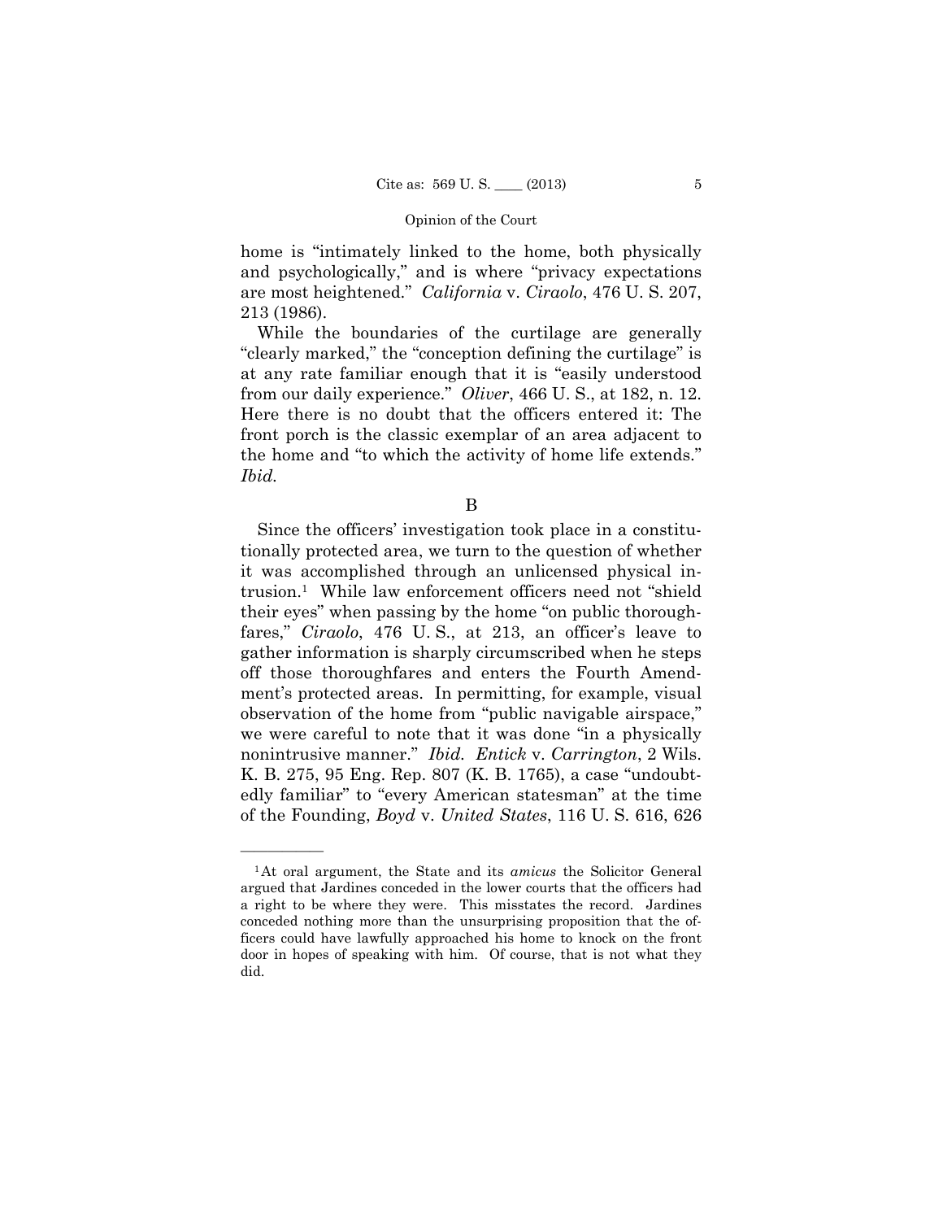home is "intimately linked to the home, both physically and psychologically," and is where "privacy expectations are most heightened." *California* v. *Ciraolo*, 476 U. S. 207, 213 (1986).

While the boundaries of the curtilage are generally "clearly marked," the "conception defining the curtilage" is at any rate familiar enough that it is "easily understood from our daily experience." *Oliver*, 466 U. S., at 182, n. 12. Here there is no doubt that the officers entered it: The front porch is the classic exemplar of an area adjacent to the home and "to which the activity of home life extends." *Ibid.*

B

Since the officers' investigation took place in a constitutionally protected area, we turn to the question of whether it was accomplished through an unlicensed physical intrusion.[1] While law enforcement officers need not "shield their eyes" when passing by the home "on public thoroughfares," *Ciraolo*, 476 U. S., at 213, an officer's leave to gather information is sharply circumscribed when he steps off those thoroughfares and enters the Fourth Amendment's protected areas. In permitting, for example, visual observation of the home from "public navigable airspace," we were careful to note that it was done "in a physically nonintrusive manner." *Ibid.* *Entick* v. *Carrington*, 2 Wils. K. B. 275, 95 Eng. Rep. 807 (K. B. 1765), a case "undoubtedly familiar" to "every American statesman" at the time of the Founding, *Boyd* v. *United States*, 116 U. S. 616, 626

---

[1] At oral argument, the State and its *amicus* the Solicitor General argued that Jardines conceded in the lower courts that the officers had a right to be where they were. This misstates the record. Jardines conceded nothing more than the unsurprising proposition that the officers could have lawfully approached his home to knock on the front door in hopes of speaking with him. Of course, that is not what they did.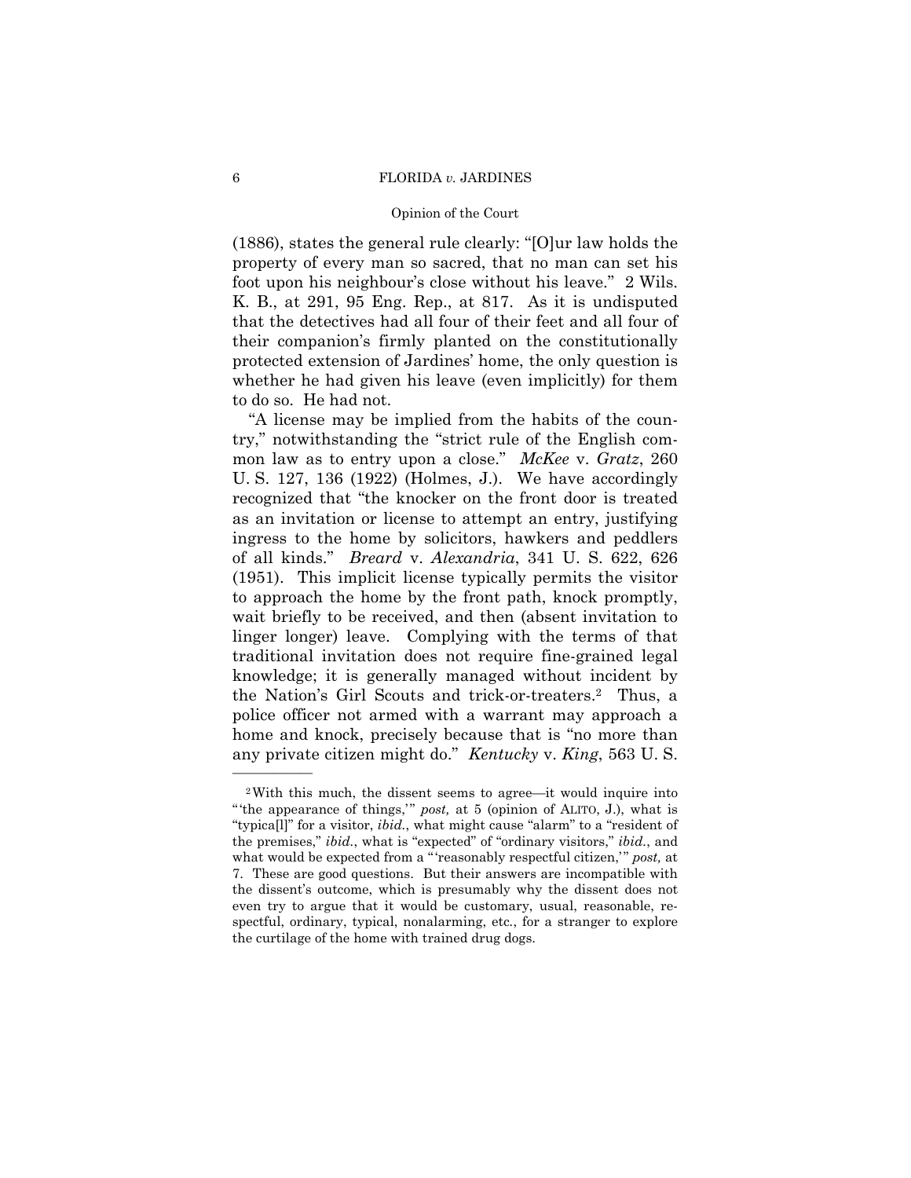(1886), states the general rule clearly: "[O]ur law holds the property of every man so sacred, that no man can set his foot upon his neighbour's close without his leave." 2 Wils. K. B., at 291, 95 Eng. Rep., at 817. As it is undisputed that the detectives had all four of their feet and all four of their companion's firmly planted on the constitutionally protected extension of Jardines' home, the only question is whether he had given his leave (even implicitly) for them to do so. He had not.

"A license may be implied from the habits of the country," notwithstanding the "strict rule of the English common law as to entry upon a close." *McKee* v. *Gratz*, 260 U. S. 127, 136 (1922) (Holmes, J.). We have accordingly recognized that "the knocker on the front door is treated as an invitation or license to attempt an entry, justifying ingress to the home by solicitors, hawkers and peddlers of all kinds." *Breard* v. *Alexandria*, 341 U. S. 622, 626 (1951). This implicit license typically permits the visitor to approach the home by the front path, knock promptly, wait briefly to be received, and then (absent invitation to linger longer) leave. Complying with the terms of that traditional invitation does not require fine-grained legal knowledge; it is generally managed without incident by the Nation's Girl Scouts and trick-or-treaters.[2] Thus, a police officer not armed with a warrant may approach a home and knock, precisely because that is "no more than any private citizen might do." *Kentucky* v. *King*, 563 U. S.

---

[2] With this much, the dissent seems to agree—it would inquire into "'the appearance of things,'" *post,* at 5 (opinion of ALITO, J.), what is "typica[l]" for a visitor, *ibid.*, what might cause "alarm" to a "resident of the premises," *ibid.*, what is "expected" of "ordinary visitors," *ibid.*, and what would be expected from a "'reasonably respectful citizen,'" *post,* at 7. These are good questions. But their answers are incompatible with the dissent's outcome, which is presumably why the dissent does not even try to argue that it would be customary, usual, reasonable, respectful, ordinary, typical, nonalarming, etc., for a stranger to explore the curtilage of the home with trained drug dogs.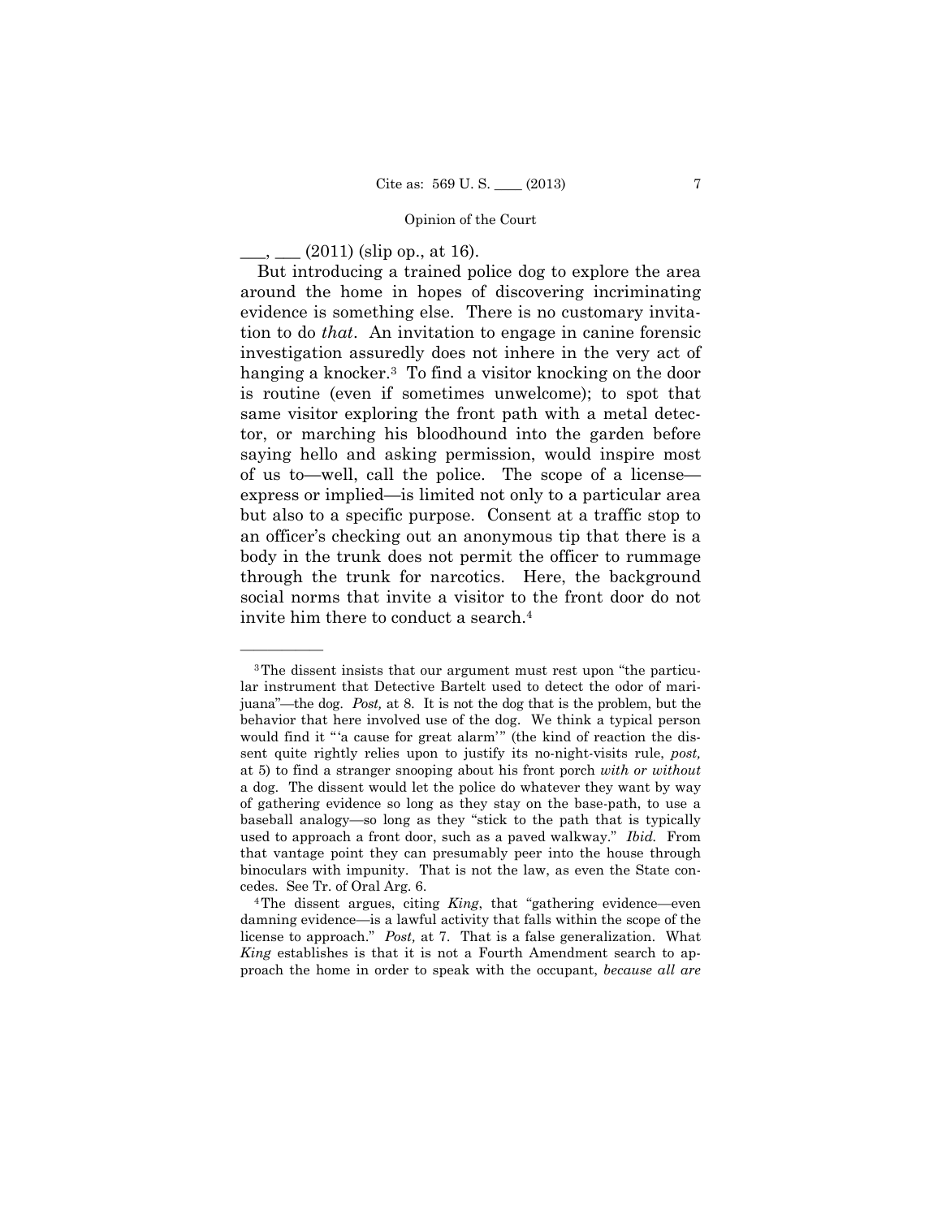___, ___ (2011) (slip op., at 16).

But introducing a trained police dog to explore the area around the home in hopes of discovering incriminating evidence is something else. There is no customary invitation to do *that*. An invitation to engage in canine forensic investigation assuredly does not inhere in the very act of hanging a knocker.[3] To find a visitor knocking on the door is routine (even if sometimes unwelcome); to spot that same visitor exploring the front path with a metal detector, or marching his bloodhound into the garden before saying hello and asking permission, would inspire most of us to—well, call the police. The scope of a license—express or implied—is limited not only to a particular area but also to a specific purpose. Consent at a traffic stop to an officer's checking out an anonymous tip that there is a body in the trunk does not permit the officer to rummage through the trunk for narcotics. Here, the background social norms that invite a visitor to the front door do not invite him there to conduct a search.[4]

---

[3] The dissent insists that our argument must rest upon "the particular instrument that Detective Bartelt used to detect the odor of marijuana"—the dog. *Post,* at 8. It is not the dog that is the problem, but the behavior that here involved use of the dog. We think a typical person would find it "'a cause for great alarm'" (the kind of reaction the dissent quite rightly relies upon to justify its no-night-visits rule, *post,* at 5) to find a stranger snooping about his front porch *with or without* a dog. The dissent would let the police do whatever they want by way of gathering evidence so long as they stay on the base-path, to use a baseball analogy—so long as they "stick to the path that is typically used to approach a front door, such as a paved walkway." *Ibid.* From that vantage point they can presumably peer into the house through binoculars with impunity. That is not the law, as even the State concedes. See Tr. of Oral Arg. 6.

[4] The dissent argues, citing *King*, that "gathering evidence—even damning evidence—is a lawful activity that falls within the scope of the license to approach." *Post,* at 7. That is a false generalization. What *King* establishes is that it is not a Fourth Amendment search to approach the home in order to speak with the occupant, *because all are*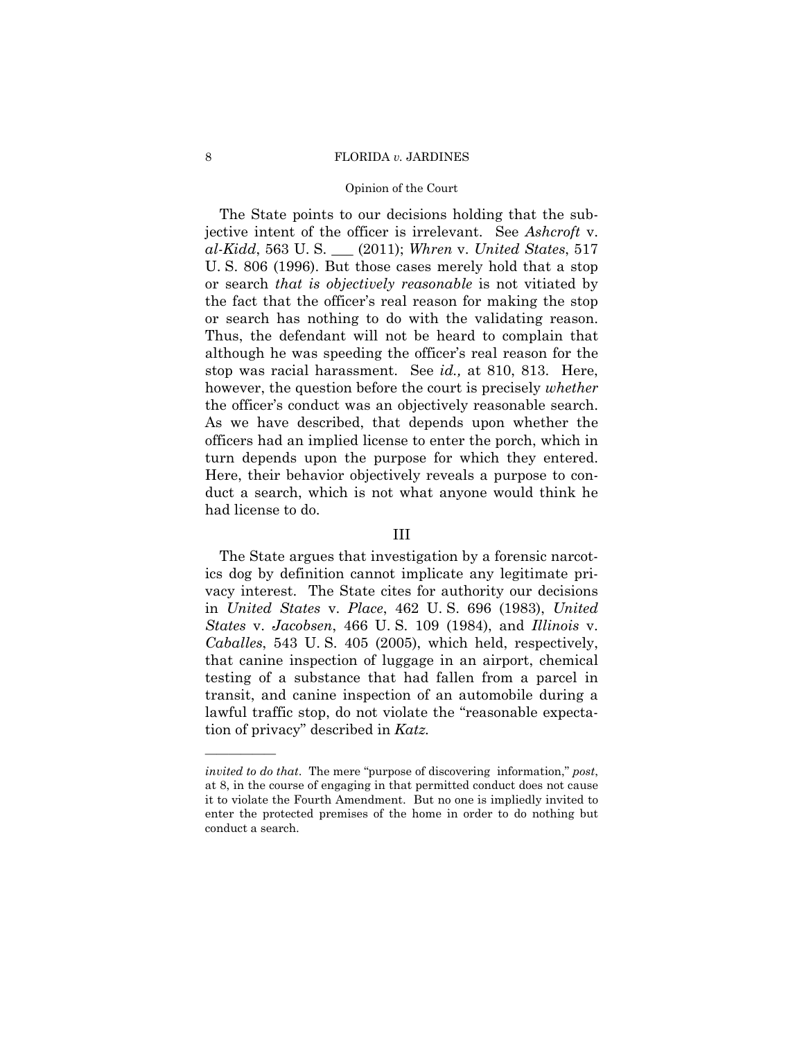The State points to our decisions holding that the subjective intent of the officer is irrelevant. See *Ashcroft* v. *al-Kidd*, 563 U. S. ___ (2011); *Whren* v. *United States*, 517 U. S. 806 (1996). But those cases merely hold that a stop or search *that is objectively reasonable* is not vitiated by the fact that the officer's real reason for making the stop or search has nothing to do with the validating reason. Thus, the defendant will not be heard to complain that although he was speeding the officer's real reason for the stop was racial harassment. See *id.,* at 810, 813. Here, however, the question before the court is precisely *whether* the officer's conduct was an objectively reasonable search. As we have described, that depends upon whether the officers had an implied license to enter the porch, which in turn depends upon the purpose for which they entered. Here, their behavior objectively reveals a purpose to conduct a search, which is not what anyone would think he had license to do.

## III

The State argues that investigation by a forensic narcotics dog by definition cannot implicate any legitimate privacy interest. The State cites for authority our decisions in *United States* v. *Place*, 462 U. S. 696 (1983), *United States* v. *Jacobsen*, 466 U. S. 109 (1984), and *Illinois* v. *Caballes*, 543 U. S. 405 (2005), which held, respectively, that canine inspection of luggage in an airport, chemical testing of a substance that had fallen from a parcel in transit, and canine inspection of an automobile during a lawful traffic stop, do not violate the "reasonable expectation of privacy" described in *Katz.*

---

*invited to do that*. The mere "purpose of discovering information," *post*, at 8, in the course of engaging in that permitted conduct does not cause it to violate the Fourth Amendment. But no one is impliedly invited to enter the protected premises of the home in order to do nothing but conduct a search.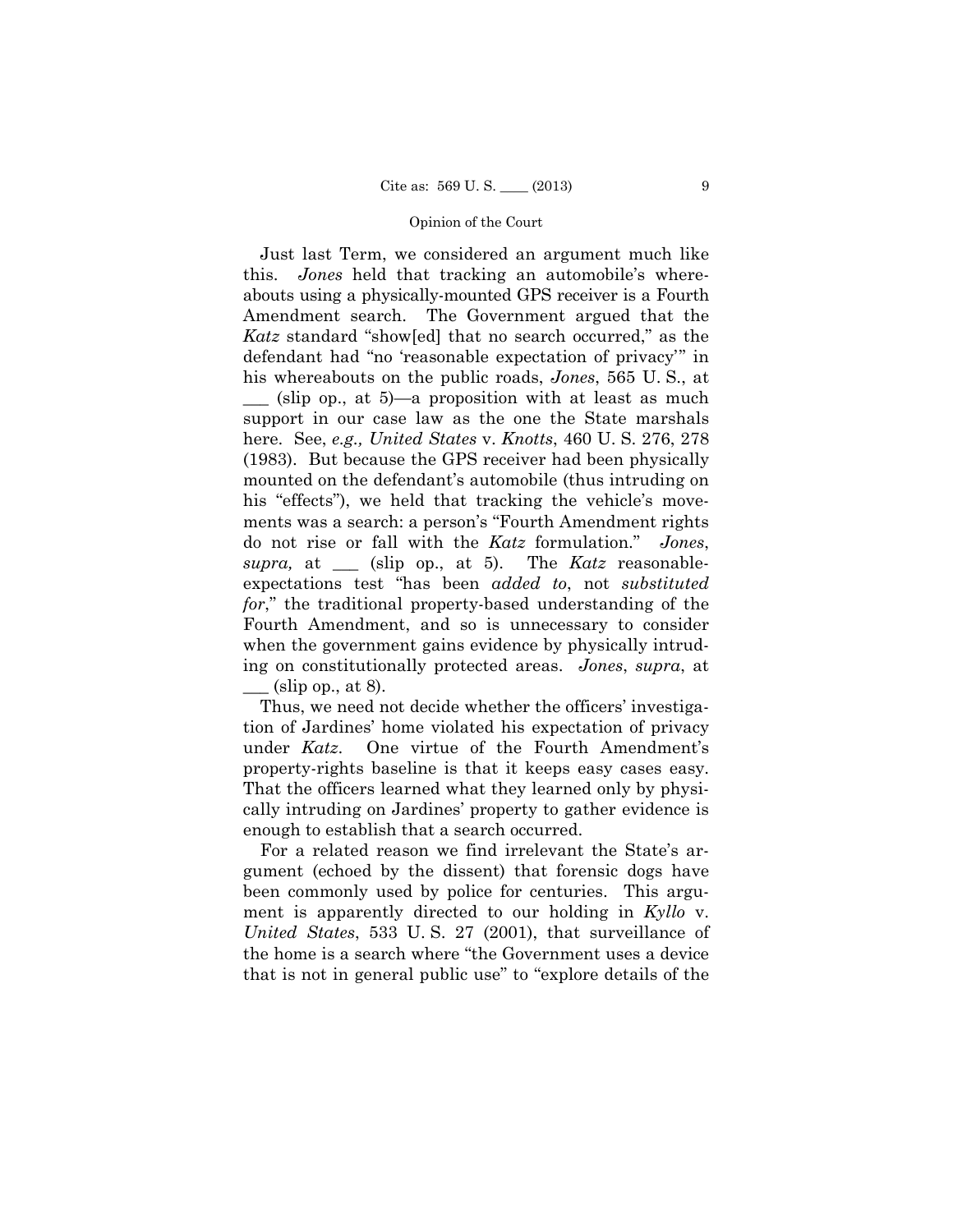Just last Term, we considered an argument much like this. *Jones* held that tracking an automobile's whereabouts using a physically-mounted GPS receiver is a Fourth Amendment search. The Government argued that the *Katz* standard "show[ed] that no search occurred," as the defendant had "no 'reasonable expectation of privacy'" in his whereabouts on the public roads, *Jones*, 565 U. S., at ___ (slip op., at 5)—a proposition with at least as much support in our case law as the one the State marshals here. See, *e.g., United States* v. *Knotts*, 460 U. S. 276, 278 (1983). But because the GPS receiver had been physically mounted on the defendant's automobile (thus intruding on his "effects"), we held that tracking the vehicle's movements was a search: a person's "Fourth Amendment rights do not rise or fall with the *Katz* formulation." *Jones*, *supra,* at ___ (slip op., at 5). The *Katz* reasonable-expectations test "has been *added to*, not *substituted for*," the traditional property-based understanding of the Fourth Amendment, and so is unnecessary to consider when the government gains evidence by physically intruding on constitutionally protected areas. *Jones*, *supra*, at ___ (slip op., at 8).

Thus, we need not decide whether the officers' investigation of Jardines' home violated his expectation of privacy under *Katz*. One virtue of the Fourth Amendment's property-rights baseline is that it keeps easy cases easy. That the officers learned what they learned only by physically intruding on Jardines' property to gather evidence is enough to establish that a search occurred.

For a related reason we find irrelevant the State's argument (echoed by the dissent) that forensic dogs have been commonly used by police for centuries. This argument is apparently directed to our holding in *Kyllo* v. *United States*, 533 U. S. 27 (2001), that surveillance of the home is a search where "the Government uses a device that is not in general public use" to "explore details of the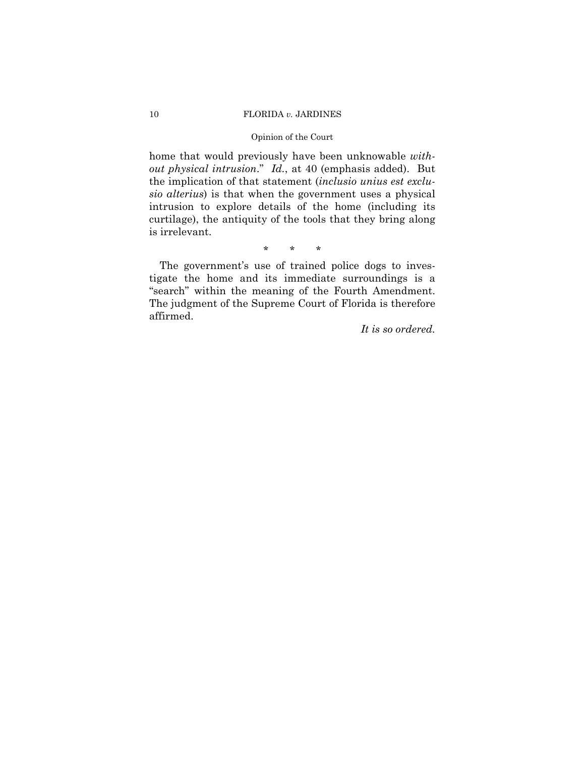home that would previously have been unknowable *without physical intrusion*." *Id.*, at 40 (emphasis added). But the implication of that statement (*inclusio unius est exclusio alterius*) is that when the government uses a physical intrusion to explore details of the home (including its curtilage), the antiquity of the tools that they bring along is irrelevant.

\* \* \*

The government's use of trained police dogs to investigate the home and its immediate surroundings is a "search" within the meaning of the Fourth Amendment. The judgment of the Supreme Court of Florida is therefore affirmed.

*It is so ordered.*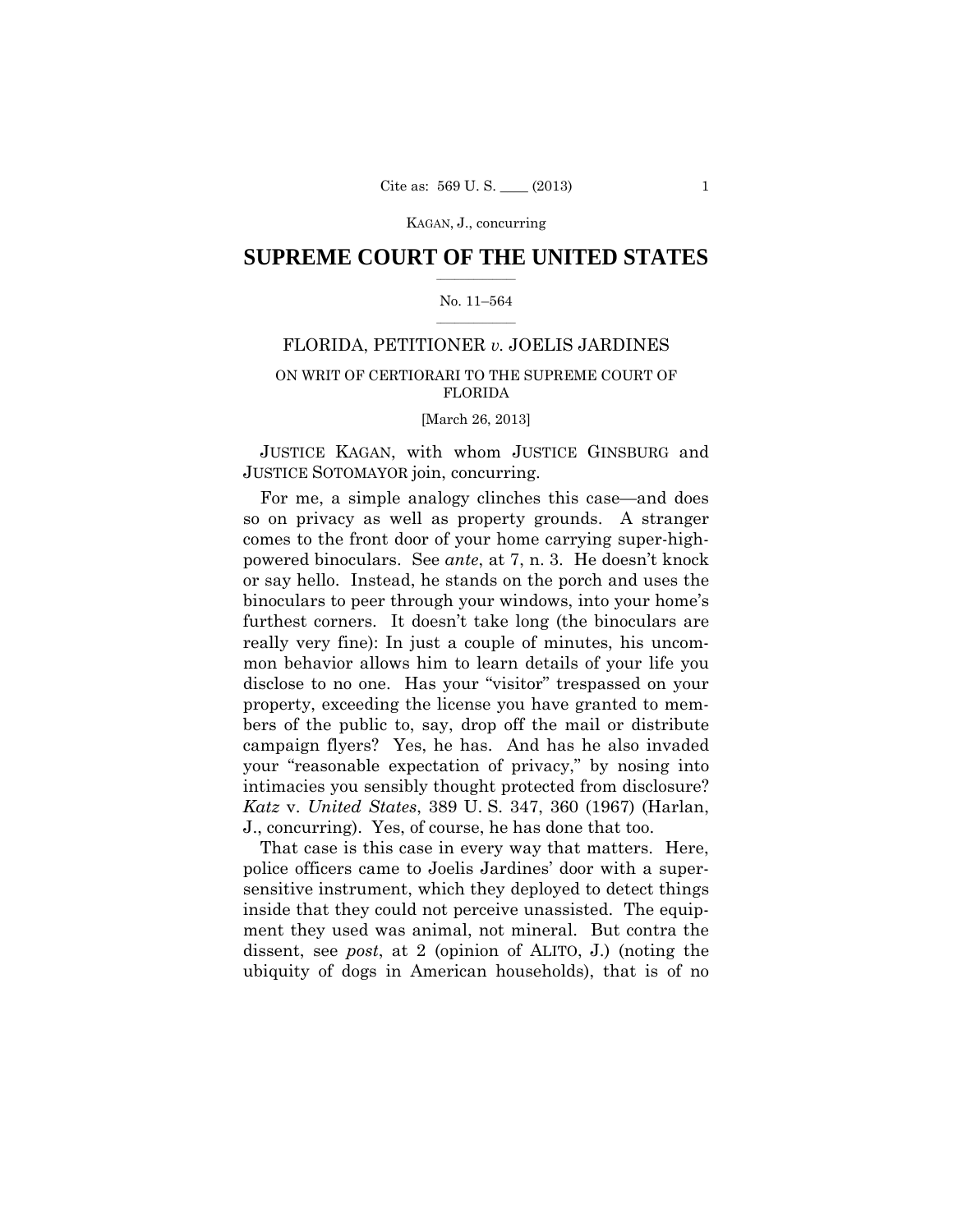**SUPREME COURT OF THE UNITED STATES**

No. 11–564

FLORIDA, PETITIONER *v.* JOELIS JARDINES

ON WRIT OF CERTIORARI TO THE SUPREME COURT OF FLORIDA

[March 26, 2013]

JUSTICE KAGAN, with whom JUSTICE GINSBURG and JUSTICE SOTOMAYOR join, concurring.

For me, a simple analogy clinches this case—and does so on privacy as well as property grounds. A stranger comes to the front door of your home carrying super-high-powered binoculars. See *ante*, at 7, n. 3. He doesn't knock or say hello. Instead, he stands on the porch and uses the binoculars to peer through your windows, into your home's furthest corners. It doesn't take long (the binoculars are really very fine): In just a couple of minutes, his uncommon behavior allows him to learn details of your life you disclose to no one. Has your "visitor" trespassed on your property, exceeding the license you have granted to members of the public to, say, drop off the mail or distribute campaign flyers? Yes, he has. And has he also invaded your "reasonable expectation of privacy," by nosing into intimacies you sensibly thought protected from disclosure? *Katz* v. *United States*, 389 U. S. 347, 360 (1967) (Harlan, J., concurring). Yes, of course, he has done that too.

That case is this case in every way that matters. Here, police officers came to Joelis Jardines' door with a super-sensitive instrument, which they deployed to detect things inside that they could not perceive unassisted. The equipment they used was animal, not mineral. But contra the dissent, see *post*, at 2 (opinion of ALITO, J.) (noting the ubiquity of dogs in American households), that is of no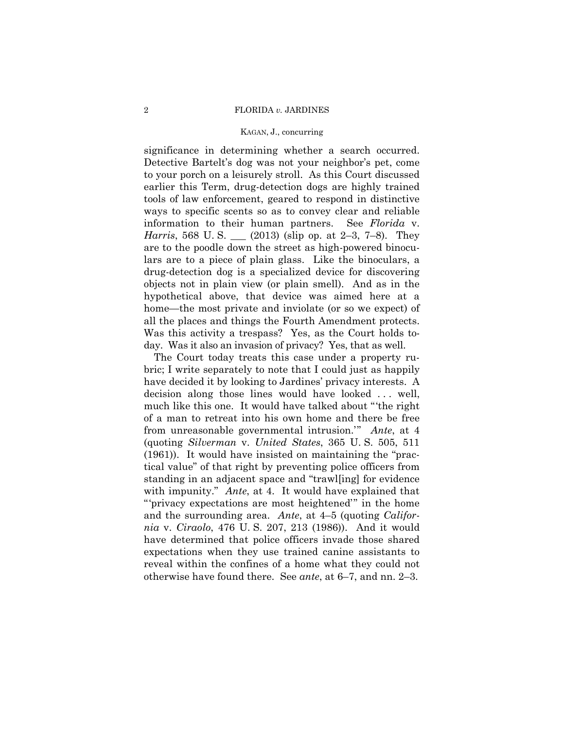significance in determining whether a search occurred. Detective Bartelt's dog was not your neighbor's pet, come to your porch on a leisurely stroll. As this Court discussed earlier this Term, drug-detection dogs are highly trained tools of law enforcement, geared to respond in distinctive ways to specific scents so as to convey clear and reliable information to their human partners. See *Florida* v. *Harris*, 568 U. S. ___ (2013) (slip op. at 2–3, 7–8). They are to the poodle down the street as high-powered binoculars are to a piece of plain glass. Like the binoculars, a drug-detection dog is a specialized device for discovering objects not in plain view (or plain smell). And as in the hypothetical above, that device was aimed here at a home—the most private and inviolate (or so we expect) of all the places and things the Fourth Amendment protects. Was this activity a trespass? Yes, as the Court holds today. Was it also an invasion of privacy? Yes, that as well.

The Court today treats this case under a property rubric; I write separately to note that I could just as happily have decided it by looking to Jardines' privacy interests. A decision along those lines would have looked . . . well, much like this one. It would have talked about "'the right of a man to retreat into his own home and there be free from unreasonable governmental intrusion.'" *Ante*, at 4 (quoting *Silverman* v. *United States*, 365 U. S. 505, 511 (1961)). It would have insisted on maintaining the "practical value" of that right by preventing police officers from standing in an adjacent space and "trawl[ing] for evidence with impunity." *Ante*, at 4. It would have explained that "'privacy expectations are most heightened'" in the home and the surrounding area. *Ante*, at 4–5 (quoting *California* v. *Ciraolo*, 476 U. S. 207, 213 (1986)). And it would have determined that police officers invade those shared expectations when they use trained canine assistants to reveal within the confines of a home what they could not otherwise have found there. See *ante*, at 6–7, and nn. 2–3.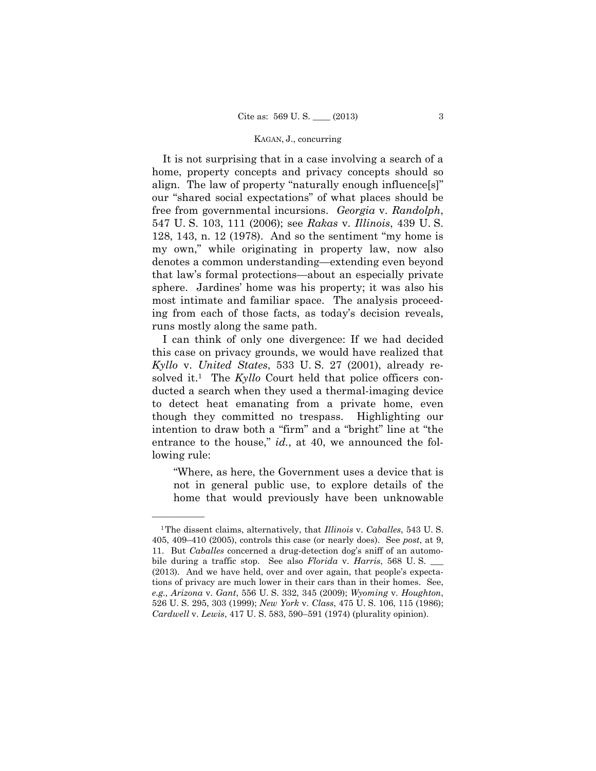It is not surprising that in a case involving a search of a home, property concepts and privacy concepts should so align. The law of property "naturally enough influence[s]" our "shared social expectations" of what places should be free from governmental incursions. *Georgia* v. *Randolph*, 547 U. S. 103, 111 (2006); see *Rakas* v. *Illinois*, 439 U. S. 128, 143, n. 12 (1978). And so the sentiment "my home is my own," while originating in property law, now also denotes a common understanding—extending even beyond that law's formal protections—about an especially private sphere. Jardines' home was his property; it was also his most intimate and familiar space. The analysis proceeding from each of those facts, as today's decision reveals, runs mostly along the same path.

I can think of only one divergence: If we had decided this case on privacy grounds, we would have realized that *Kyllo* v. *United States*, 533 U. S. 27 (2001), already resolved it.[1] The *Kyllo* Court held that police officers conducted a search when they used a thermal-imaging device to detect heat emanating from a private home, even though they committed no trespass. Highlighting our intention to draw both a "firm" and a "bright" line at "the entrance to the house," *id.*, at 40, we announced the following rule:

> "Where, as here, the Government uses a device that is not in general public use, to explore details of the home that would previously have been unknowable

---

[1] The dissent claims, alternatively, that *Illinois* v. *Caballes*, 543 U. S. 405, 409–410 (2005), controls this case (or nearly does). See *post*, at 9, 11. But *Caballes* concerned a drug-detection dog's sniff of an automobile during a traffic stop. See also *Florida* v. *Harris*, 568 U. S. ___ (2013). And we have held, over and over again, that people's expectations of privacy are much lower in their cars than in their homes. See, *e.g., Arizona* v. *Gant*, 556 U. S. 332, 345 (2009); *Wyoming* v. *Houghton*, 526 U. S. 295, 303 (1999); *New York* v. *Class*, 475 U. S. 106, 115 (1986); *Cardwell* v. *Lewis*, 417 U. S. 583, 590–591 (1974) (plurality opinion).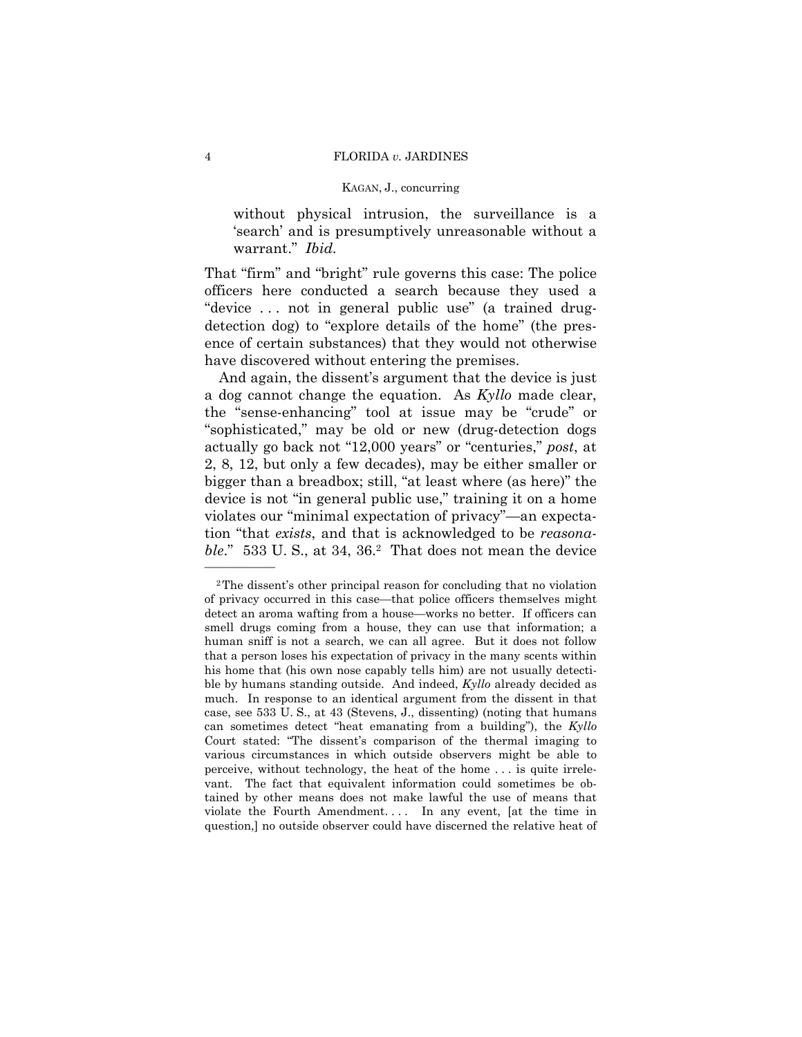> without physical intrusion, the surveillance is a 'search' and is presumptively unreasonable without a warrant." *Ibid.*

That "firm" and "bright" rule governs this case: The police officers here conducted a search because they used a "device . . . not in general public use" (a trained drug-detection dog) to "explore details of the home" (the presence of certain substances) that they would not otherwise have discovered without entering the premises.

And again, the dissent's argument that the device is just a dog cannot change the equation. As *Kyllo* made clear, the "sense-enhancing" tool at issue may be "crude" or "sophisticated," may be old or new (drug-detection dogs actually go back not "12,000 years" or "centuries," *post*, at 2, 8, 12, but only a few decades), may be either smaller or bigger than a breadbox; still, "at least where (as here)" the device is not "in general public use," training it on a home violates our "minimal expectation of privacy"—an expectation "that *exists*, and that is acknowledged to be *reasonable*." 533 U. S., at 34, 36.[2] That does not mean the device

---

[2] The dissent's other principal reason for concluding that no violation of privacy occurred in this case—that police officers themselves might detect an aroma wafting from a house—works no better. If officers can smell drugs coming from a house, they can use that information; a human sniff is not a search, we can all agree. But it does not follow that a person loses his expectation of privacy in the many scents within his home that (his own nose capably tells him) are not usually detectible by humans standing outside. And indeed, *Kyllo* already decided as much. In response to an identical argument from the dissent in that case, see 533 U. S., at 43 (Stevens, J., dissenting) (noting that humans can sometimes detect "heat emanating from a building"), the *Kyllo* Court stated: "The dissent's comparison of the thermal imaging to various circumstances in which outside observers might be able to perceive, without technology, the heat of the home . . . is quite irrelevant. The fact that equivalent information could sometimes be obtained by other means does not make lawful the use of means that violate the Fourth Amendment. . . . In any event, [at the time in question,] no outside observer could have discerned the relative heat of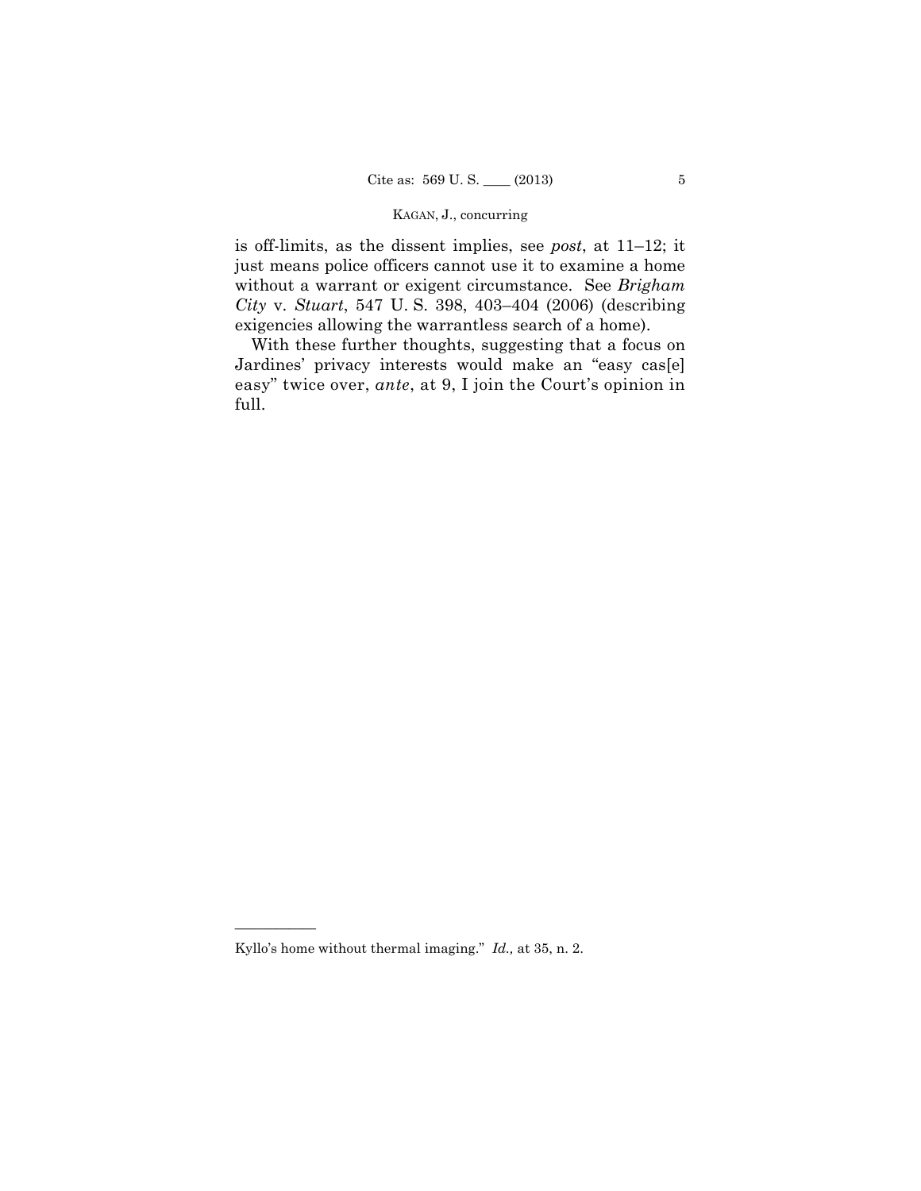is off-limits, as the dissent implies, see *post*, at 11–12; it just means police officers cannot use it to examine a home without a warrant or exigent circumstance. See *Brigham City* v. *Stuart*, 547 U. S. 398, 403–404 (2006) (describing exigencies allowing the warrantless search of a home).

With these further thoughts, suggesting that a focus on Jardines' privacy interests would make an "easy cas[e] easy" twice over, *ante*, at 9, I join the Court's opinion in full.

---

Kyllo's home without thermal imaging." *Id.,* at 35, n. 2.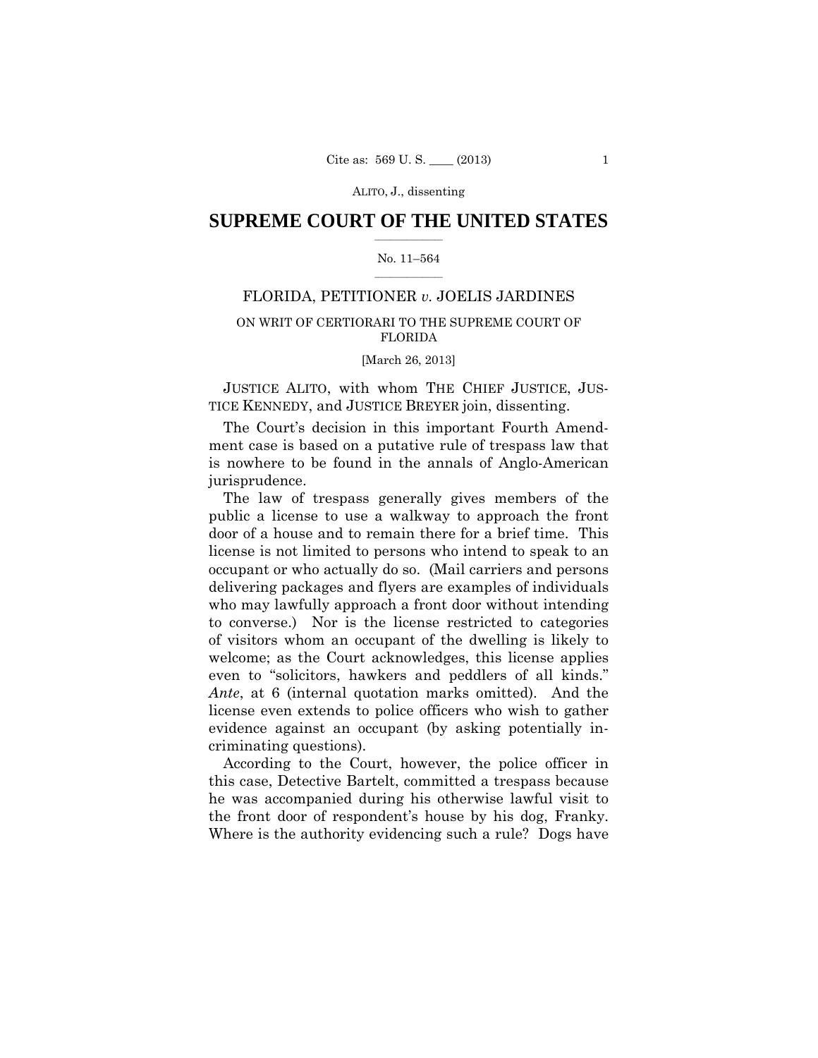# SUPREME COURT OF THE UNITED STATES

No. 11–564

FLORIDA, PETITIONER *v.* JOELIS JARDINES

ON WRIT OF CERTIORARI TO THE SUPREME COURT OF FLORIDA

[March 26, 2013]

JUSTICE ALITO, with whom THE CHIEF JUSTICE, JUSTICE KENNEDY, and JUSTICE BREYER join, dissenting.

The Court's decision in this important Fourth Amendment case is based on a putative rule of trespass law that is nowhere to be found in the annals of Anglo-American jurisprudence.

The law of trespass generally gives members of the public a license to use a walkway to approach the front door of a house and to remain there for a brief time. This license is not limited to persons who intend to speak to an occupant or who actually do so. (Mail carriers and persons delivering packages and flyers are examples of individuals who may lawfully approach a front door without intending to converse.) Nor is the license restricted to categories of visitors whom an occupant of the dwelling is likely to welcome; as the Court acknowledges, this license applies even to "solicitors, hawkers and peddlers of all kinds." *Ante*, at 6 (internal quotation marks omitted). And the license even extends to police officers who wish to gather evidence against an occupant (by asking potentially incriminating questions).

According to the Court, however, the police officer in this case, Detective Bartelt, committed a trespass because he was accompanied during his otherwise lawful visit to the front door of respondent's house by his dog, Franky. Where is the authority evidencing such a rule? Dogs have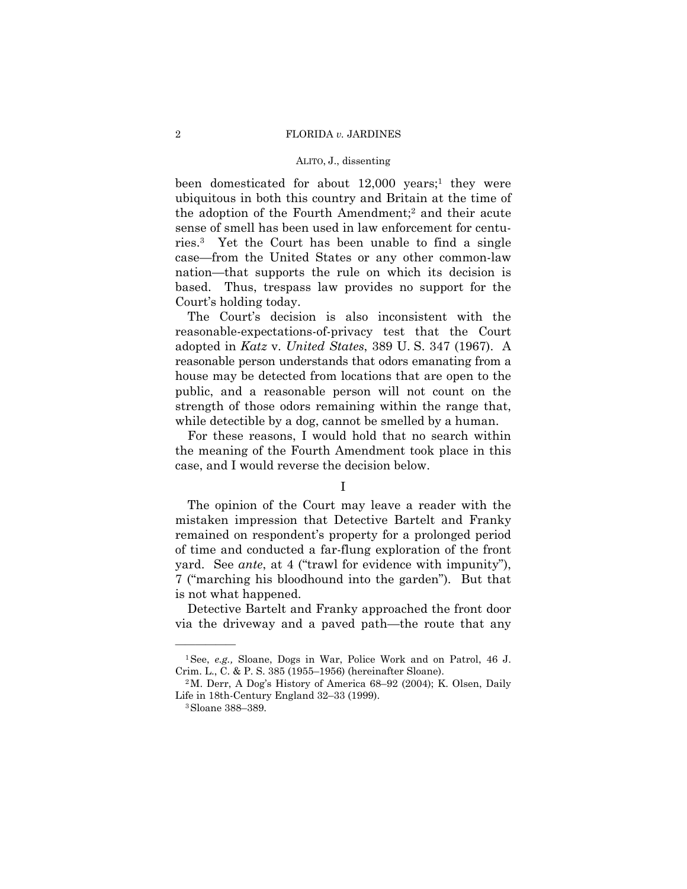been domesticated for about 12,000 years;[1] they were ubiquitous in both this country and Britain at the time of the adoption of the Fourth Amendment;[2] and their acute sense of smell has been used in law enforcement for centuries.[3] Yet the Court has been unable to find a single case—from the United States or any other common-law nation—that supports the rule on which its decision is based. Thus, trespass law provides no support for the Court's holding today.

The Court's decision is also inconsistent with the reasonable-expectations-of-privacy test that the Court adopted in *Katz* v. *United States*, 389 U. S. 347 (1967). A reasonable person understands that odors emanating from a house may be detected from locations that are open to the public, and a reasonable person will not count on the strength of those odors remaining within the range that, while detectible by a dog, cannot be smelled by a human.

For these reasons, I would hold that no search within the meaning of the Fourth Amendment took place in this case, and I would reverse the decision below.

## I

The opinion of the Court may leave a reader with the mistaken impression that Detective Bartelt and Franky remained on respondent's property for a prolonged period of time and conducted a far-flung exploration of the front yard. See *ante*, at 4 ("trawl for evidence with impunity"), 7 ("marching his bloodhound into the garden"). But that is not what happened.

Detective Bartelt and Franky approached the front door via the driveway and a paved path—the route that any

---

[1] See, *e.g.,* Sloane, Dogs in War, Police Work and on Patrol, 46 J. Crim. L., C. & P. S. 385 (1955–1956) (hereinafter Sloane).

[2] M. Derr, A Dog's History of America 68–92 (2004); K. Olsen, Daily Life in 18th-Century England 32–33 (1999).

[3] Sloane 388–389.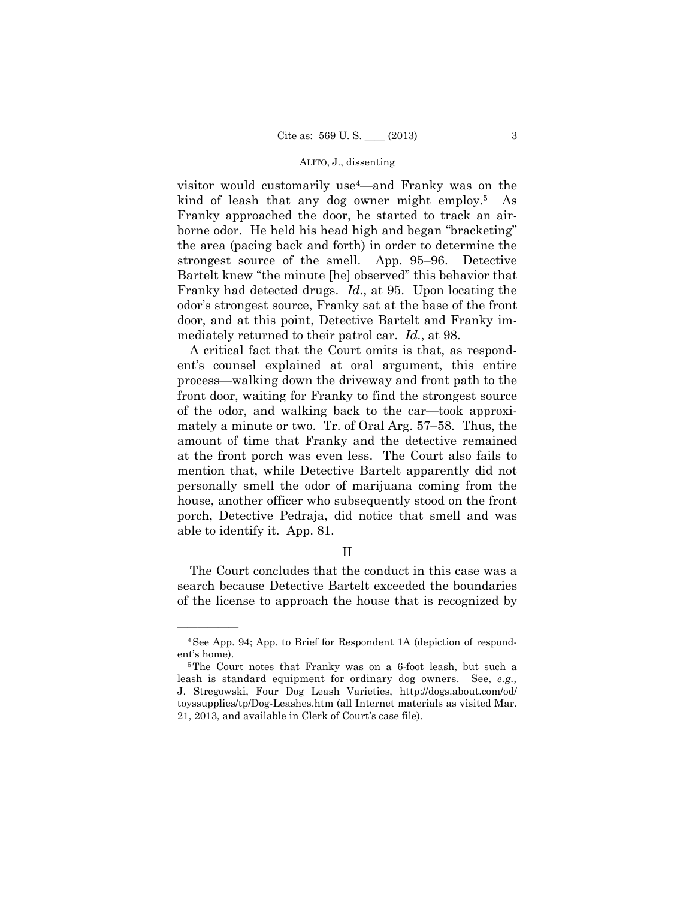visitor would customarily use[4]—and Franky was on the kind of leash that any dog owner might employ.[5] As Franky approached the door, he started to track an airborne odor. He held his head high and began "bracketing" the area (pacing back and forth) in order to determine the strongest source of the smell. App. 95–96. Detective Bartelt knew "the minute [he] observed" this behavior that Franky had detected drugs. *Id.*, at 95. Upon locating the odor's strongest source, Franky sat at the base of the front door, and at this point, Detective Bartelt and Franky immediately returned to their patrol car. *Id.*, at 98.

A critical fact that the Court omits is that, as respondent's counsel explained at oral argument, this entire process—walking down the driveway and front path to the front door, waiting for Franky to find the strongest source of the odor, and walking back to the car—took approximately a minute or two. Tr. of Oral Arg. 57–58. Thus, the amount of time that Franky and the detective remained at the front porch was even less. The Court also fails to mention that, while Detective Bartelt apparently did not personally smell the odor of marijuana coming from the house, another officer who subsequently stood on the front porch, Detective Pedraja, did notice that smell and was able to identify it. App. 81.

## II

The Court concludes that the conduct in this case was a search because Detective Bartelt exceeded the boundaries of the license to approach the house that is recognized by

---

[4] See App. 94; App. to Brief for Respondent 1A (depiction of respondent's home).

[5] The Court notes that Franky was on a 6-foot leash, but such a leash is standard equipment for ordinary dog owners. See, *e.g.,* J. Stregowski, Four Dog Leash Varieties, http://dogs.about.com/od/toyssupplies/tp/Dog-Leashes.htm (all Internet materials as visited Mar. 21, 2013, and available in Clerk of Court's case file).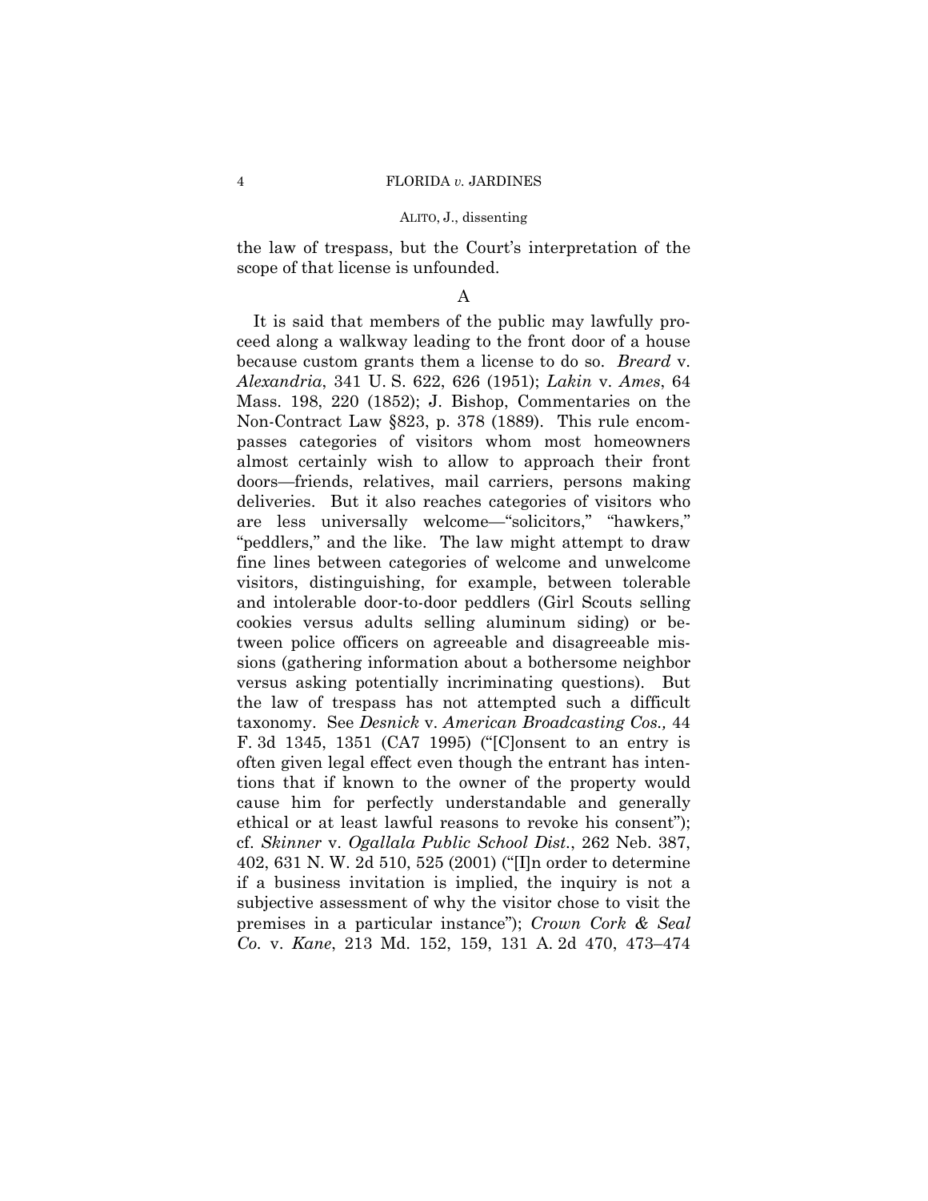the law of trespass, but the Court's interpretation of the scope of that license is unfounded.

A

It is said that members of the public may lawfully proceed along a walkway leading to the front door of a house because custom grants them a license to do so. *Breard* v. *Alexandria*, 341 U. S. 622, 626 (1951); *Lakin* v. *Ames*, 64 Mass. 198, 220 (1852); J. Bishop, Commentaries on the Non-Contract Law §823, p. 378 (1889). This rule encompasses categories of visitors whom most homeowners almost certainly wish to allow to approach their front doors—friends, relatives, mail carriers, persons making deliveries. But it also reaches categories of visitors who are less universally welcome—"solicitors," "hawkers," "peddlers," and the like. The law might attempt to draw fine lines between categories of welcome and unwelcome visitors, distinguishing, for example, between tolerable and intolerable door-to-door peddlers (Girl Scouts selling cookies versus adults selling aluminum siding) or between police officers on agreeable and disagreeable missions (gathering information about a bothersome neighbor versus asking potentially incriminating questions). But the law of trespass has not attempted such a difficult taxonomy. See *Desnick* v. *American Broadcasting Cos.,* 44 F. 3d 1345, 1351 (CA7 1995) ("[C]onsent to an entry is often given legal effect even though the entrant has intentions that if known to the owner of the property would cause him for perfectly understandable and generally ethical or at least lawful reasons to revoke his consent"); cf. *Skinner* v. *Ogallala Public School Dist.*, 262 Neb. 387, 402, 631 N. W. 2d 510, 525 (2001) ("[I]n order to determine if a business invitation is implied, the inquiry is not a subjective assessment of why the visitor chose to visit the premises in a particular instance"); *Crown Cork & Seal Co.* v. *Kane*, 213 Md. 152, 159, 131 A. 2d 470, 473–474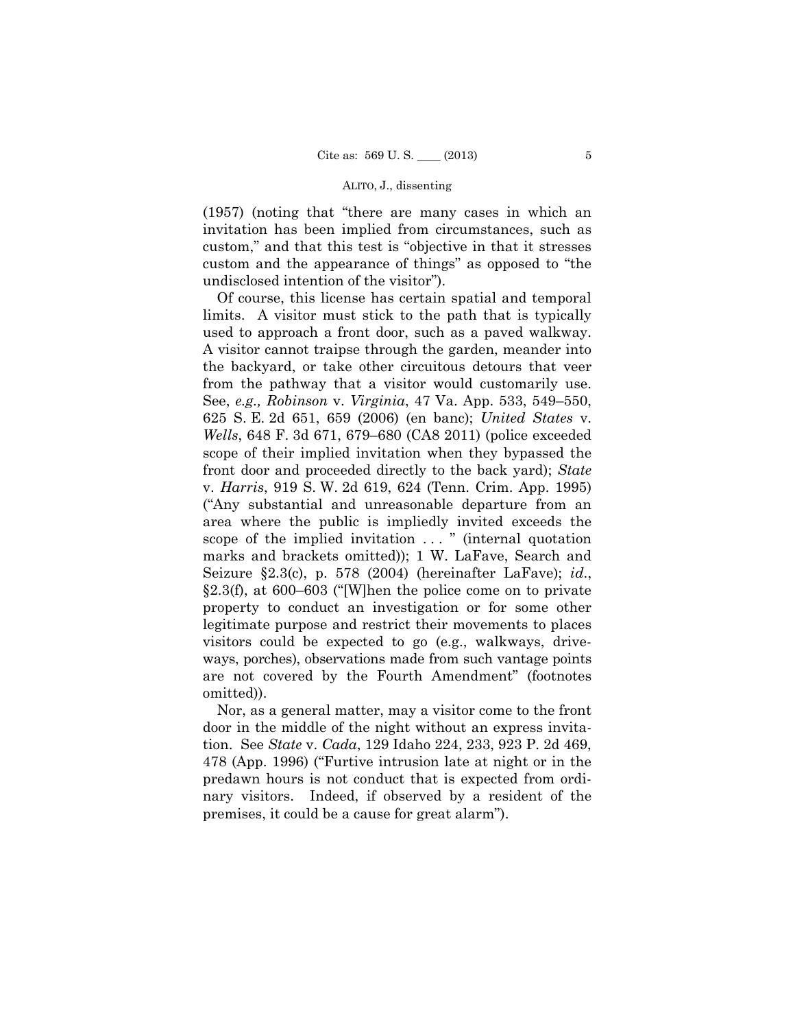(1957) (noting that "there are many cases in which an invitation has been implied from circumstances, such as custom," and that this test is "objective in that it stresses custom and the appearance of things" as opposed to "the undisclosed intention of the visitor").

Of course, this license has certain spatial and temporal limits. A visitor must stick to the path that is typically used to approach a front door, such as a paved walkway. A visitor cannot traipse through the garden, meander into the backyard, or take other circuitous detours that veer from the pathway that a visitor would customarily use. See, *e.g., Robinson* v. *Virginia*, 47 Va. App. 533, 549–550, 625 S. E. 2d 651, 659 (2006) (en banc); *United States* v. *Wells*, 648 F. 3d 671, 679–680 (CA8 2011) (police exceeded scope of their implied invitation when they bypassed the front door and proceeded directly to the back yard); *State* v. *Harris*, 919 S. W. 2d 619, 624 (Tenn. Crim. App. 1995) ("Any substantial and unreasonable departure from an area where the public is impliedly invited exceeds the scope of the implied invitation . . . " (internal quotation marks and brackets omitted)); 1 W. LaFave, Search and Seizure §2.3(c), p. 578 (2004) (hereinafter LaFave); *id.*, §2.3(f), at 600–603 ("[W]hen the police come on to private property to conduct an investigation or for some other legitimate purpose and restrict their movements to places visitors could be expected to go (e.g., walkways, driveways, porches), observations made from such vantage points are not covered by the Fourth Amendment" (footnotes omitted)).

Nor, as a general matter, may a visitor come to the front door in the middle of the night without an express invitation. See *State* v. *Cada*, 129 Idaho 224, 233, 923 P. 2d 469, 478 (App. 1996) ("Furtive intrusion late at night or in the predawn hours is not conduct that is expected from ordinary visitors. Indeed, if observed by a resident of the premises, it could be a cause for great alarm").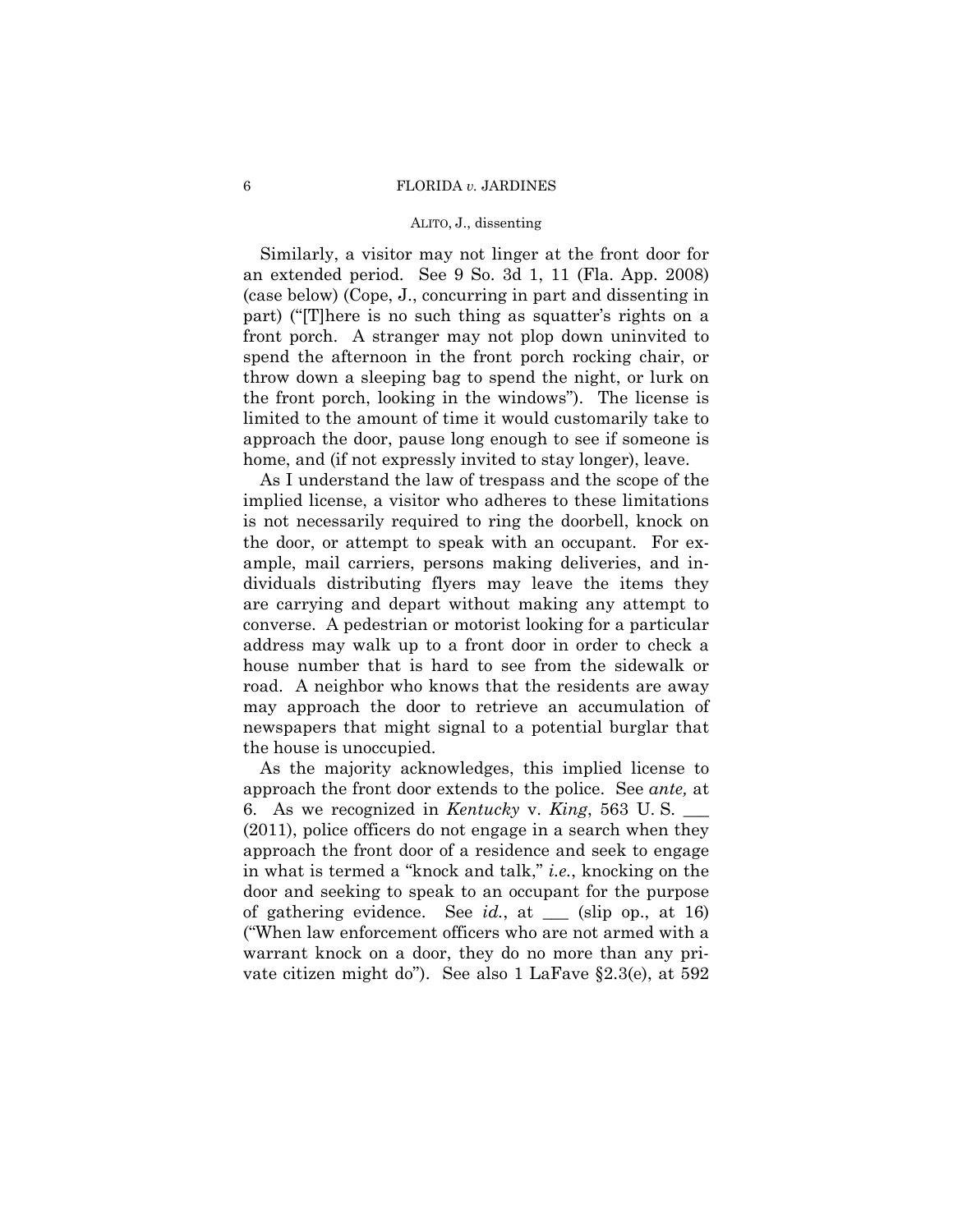Similarly, a visitor may not linger at the front door for an extended period. See 9 So. 3d 1, 11 (Fla. App. 2008) (case below) (Cope, J., concurring in part and dissenting in part) ("[T]here is no such thing as squatter's rights on a front porch. A stranger may not plop down uninvited to spend the afternoon in the front porch rocking chair, or throw down a sleeping bag to spend the night, or lurk on the front porch, looking in the windows"). The license is limited to the amount of time it would customarily take to approach the door, pause long enough to see if someone is home, and (if not expressly invited to stay longer), leave.

As I understand the law of trespass and the scope of the implied license, a visitor who adheres to these limitations is not necessarily required to ring the doorbell, knock on the door, or attempt to speak with an occupant. For example, mail carriers, persons making deliveries, and individuals distributing flyers may leave the items they are carrying and depart without making any attempt to converse. A pedestrian or motorist looking for a particular address may walk up to a front door in order to check a house number that is hard to see from the sidewalk or road. A neighbor who knows that the residents are away may approach the door to retrieve an accumulation of newspapers that might signal to a potential burglar that the house is unoccupied.

As the majority acknowledges, this implied license to approach the front door extends to the police. See *ante,* at 6. As we recognized in *Kentucky* v. *King*, 563 U. S. \_\_\_ (2011), police officers do not engage in a search when they approach the front door of a residence and seek to engage in what is termed a "knock and talk," *i.e.*, knocking on the door and seeking to speak to an occupant for the purpose of gathering evidence. See *id.*, at \_\_\_ (slip op., at 16) ("When law enforcement officers who are not armed with a warrant knock on a door, they do no more than any private citizen might do"). See also 1 LaFave §2.3(e), at 592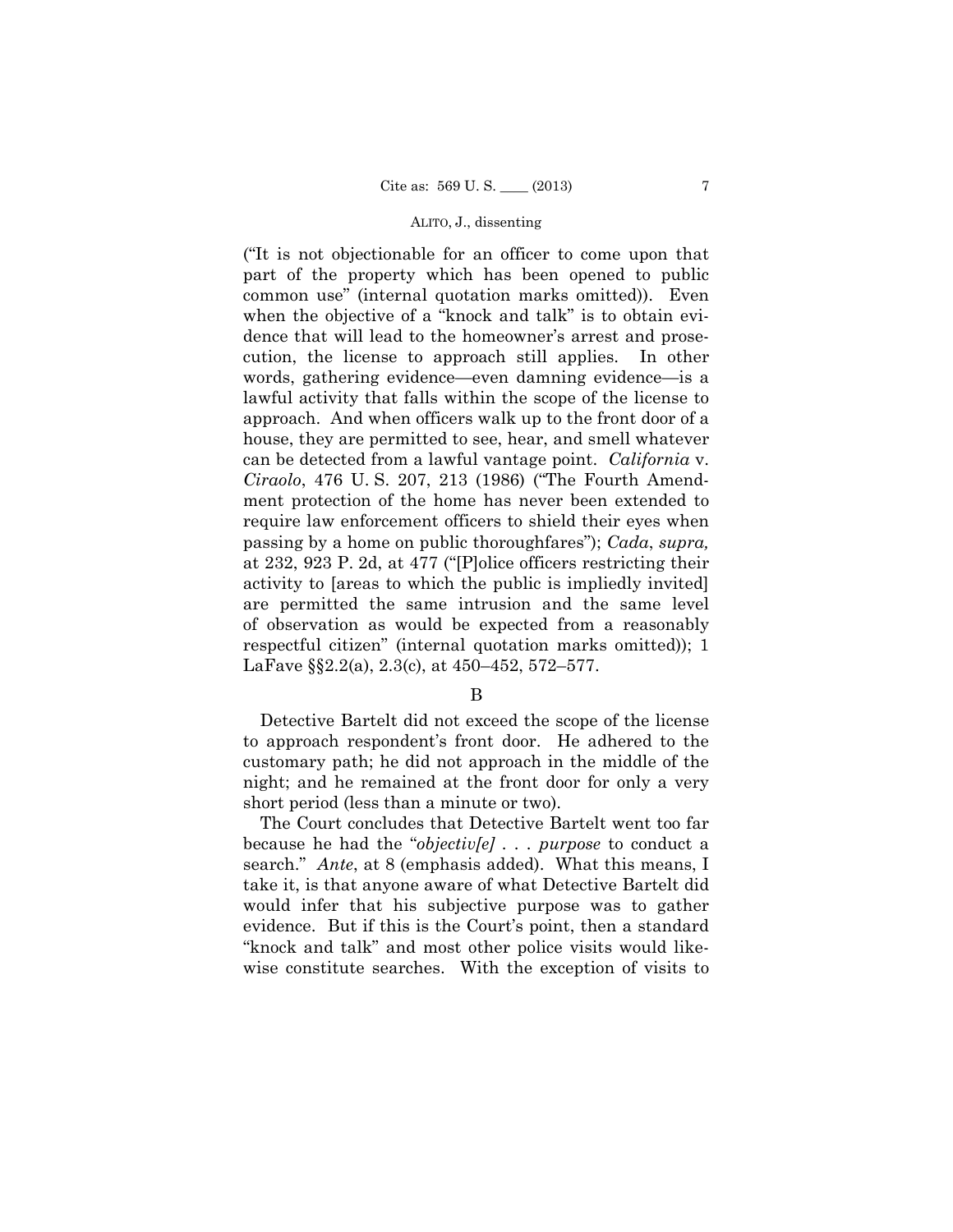("It is not objectionable for an officer to come upon that part of the property which has been opened to public common use" (internal quotation marks omitted)). Even when the objective of a "knock and talk" is to obtain evidence that will lead to the homeowner's arrest and prosecution, the license to approach still applies. In other words, gathering evidence—even damning evidence—is a lawful activity that falls within the scope of the license to approach. And when officers walk up to the front door of a house, they are permitted to see, hear, and smell whatever can be detected from a lawful vantage point. *California* v. *Ciraolo*, 476 U. S. 207, 213 (1986) ("The Fourth Amendment protection of the home has never been extended to require law enforcement officers to shield their eyes when passing by a home on public thoroughfares"); *Cada*, *supra,* at 232, 923 P. 2d, at 477 ("[P]olice officers restricting their activity to [areas to which the public is impliedly invited] are permitted the same intrusion and the same level of observation as would be expected from a reasonably respectful citizen" (internal quotation marks omitted)); 1 LaFave §§2.2(a), 2.3(c), at 450–452, 572–577.

### B

Detective Bartelt did not exceed the scope of the license to approach respondent's front door. He adhered to the customary path; he did not approach in the middle of the night; and he remained at the front door for only a very short period (less than a minute or two).

The Court concludes that Detective Bartelt went too far because he had the "*objectiv[e]* . . . *purpose* to conduct a search." *Ante*, at 8 (emphasis added). What this means, I take it, is that anyone aware of what Detective Bartelt did would infer that his subjective purpose was to gather evidence. But if this is the Court's point, then a standard "knock and talk" and most other police visits would likewise constitute searches. With the exception of visits to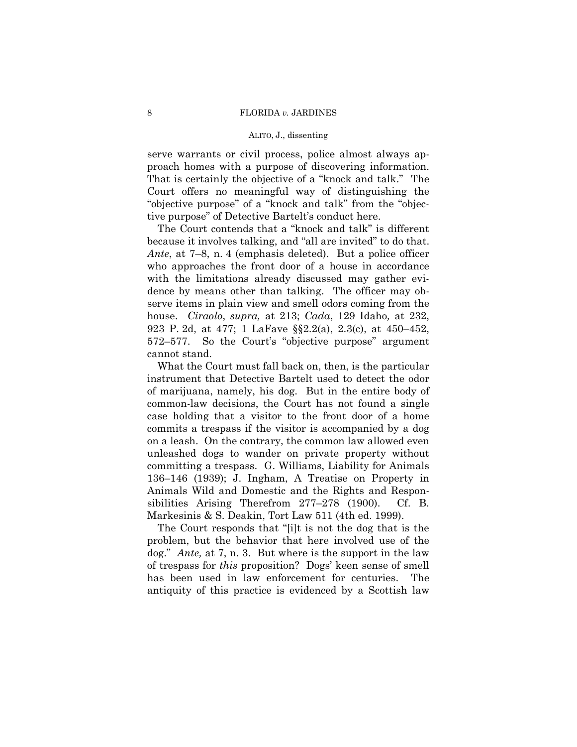serve warrants or civil process, police almost always approach homes with a purpose of discovering information. That is certainly the objective of a "knock and talk." The Court offers no meaningful way of distinguishing the "objective purpose" of a "knock and talk" from the "objective purpose" of Detective Bartelt's conduct here.

The Court contends that a "knock and talk" is different because it involves talking, and "all are invited" to do that. *Ante*, at 7–8, n. 4 (emphasis deleted). But a police officer who approaches the front door of a house in accordance with the limitations already discussed may gather evidence by means other than talking. The officer may observe items in plain view and smell odors coming from the house. *Ciraolo*, *supra,* at 213; *Cada*, 129 Idaho*,* at 232, 923 P. 2d, at 477; 1 LaFave §§2.2(a), 2.3(c), at 450–452, 572–577. So the Court's "objective purpose" argument cannot stand.

What the Court must fall back on, then, is the particular instrument that Detective Bartelt used to detect the odor of marijuana, namely, his dog. But in the entire body of common-law decisions, the Court has not found a single case holding that a visitor to the front door of a home commits a trespass if the visitor is accompanied by a dog on a leash. On the contrary, the common law allowed even unleashed dogs to wander on private property without committing a trespass. G. Williams, Liability for Animals 136–146 (1939); J. Ingham, A Treatise on Property in Animals Wild and Domestic and the Rights and Responsibilities Arising Therefrom 277–278 (1900). Cf. B. Markesinis & S. Deakin, Tort Law 511 (4th ed. 1999).

The Court responds that "[i]t is not the dog that is the problem, but the behavior that here involved use of the dog." *Ante,* at 7, n. 3. But where is the support in the law of trespass for *this* proposition? Dogs' keen sense of smell has been used in law enforcement for centuries. The antiquity of this practice is evidenced by a Scottish law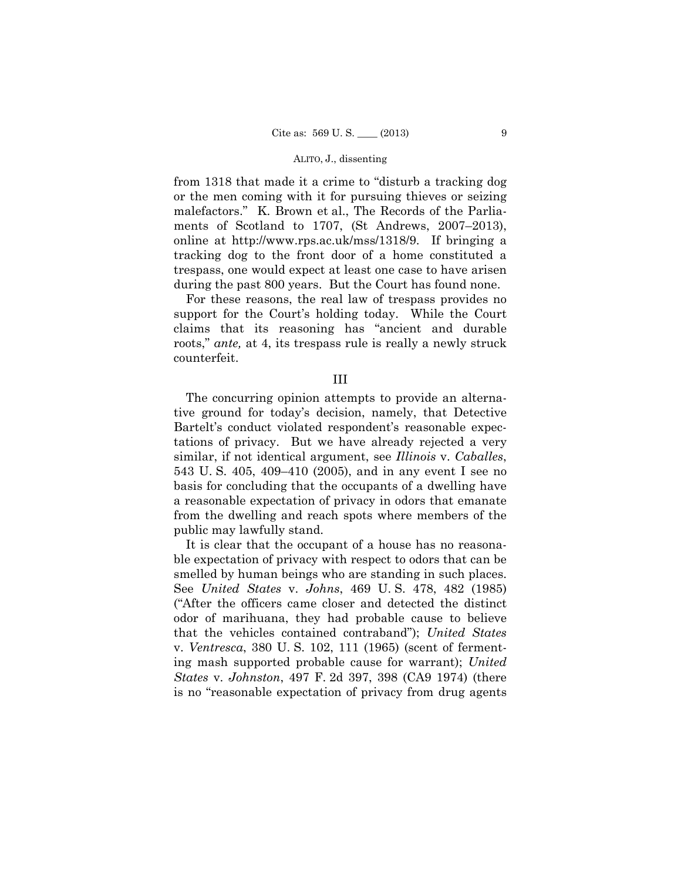from 1318 that made it a crime to "disturb a tracking dog or the men coming with it for pursuing thieves or seizing malefactors." K. Brown et al., The Records of the Parliaments of Scotland to 1707, (St Andrews, 2007–2013), online at http://www.rps.ac.uk/mss/1318/9. If bringing a tracking dog to the front door of a home constituted a trespass, one would expect at least one case to have arisen during the past 800 years. But the Court has found none.

For these reasons, the real law of trespass provides no support for the Court's holding today. While the Court claims that its reasoning has "ancient and durable roots," *ante,* at 4, its trespass rule is really a newly struck counterfeit.

## III

The concurring opinion attempts to provide an alternative ground for today's decision, namely, that Detective Bartelt's conduct violated respondent's reasonable expectations of privacy. But we have already rejected a very similar, if not identical argument, see *Illinois* v. *Caballes*, 543 U. S. 405, 409–410 (2005), and in any event I see no basis for concluding that the occupants of a dwelling have a reasonable expectation of privacy in odors that emanate from the dwelling and reach spots where members of the public may lawfully stand.

It is clear that the occupant of a house has no reasonable expectation of privacy with respect to odors that can be smelled by human beings who are standing in such places. See *United States* v. *Johns*, 469 U. S. 478, 482 (1985) ("After the officers came closer and detected the distinct odor of marihuana, they had probable cause to believe that the vehicles contained contraband"); *United States* v. *Ventresca*, 380 U. S. 102, 111 (1965) (scent of fermenting mash supported probable cause for warrant); *United States* v. *Johnston*, 497 F. 2d 397, 398 (CA9 1974) (there is no "reasonable expectation of privacy from drug agents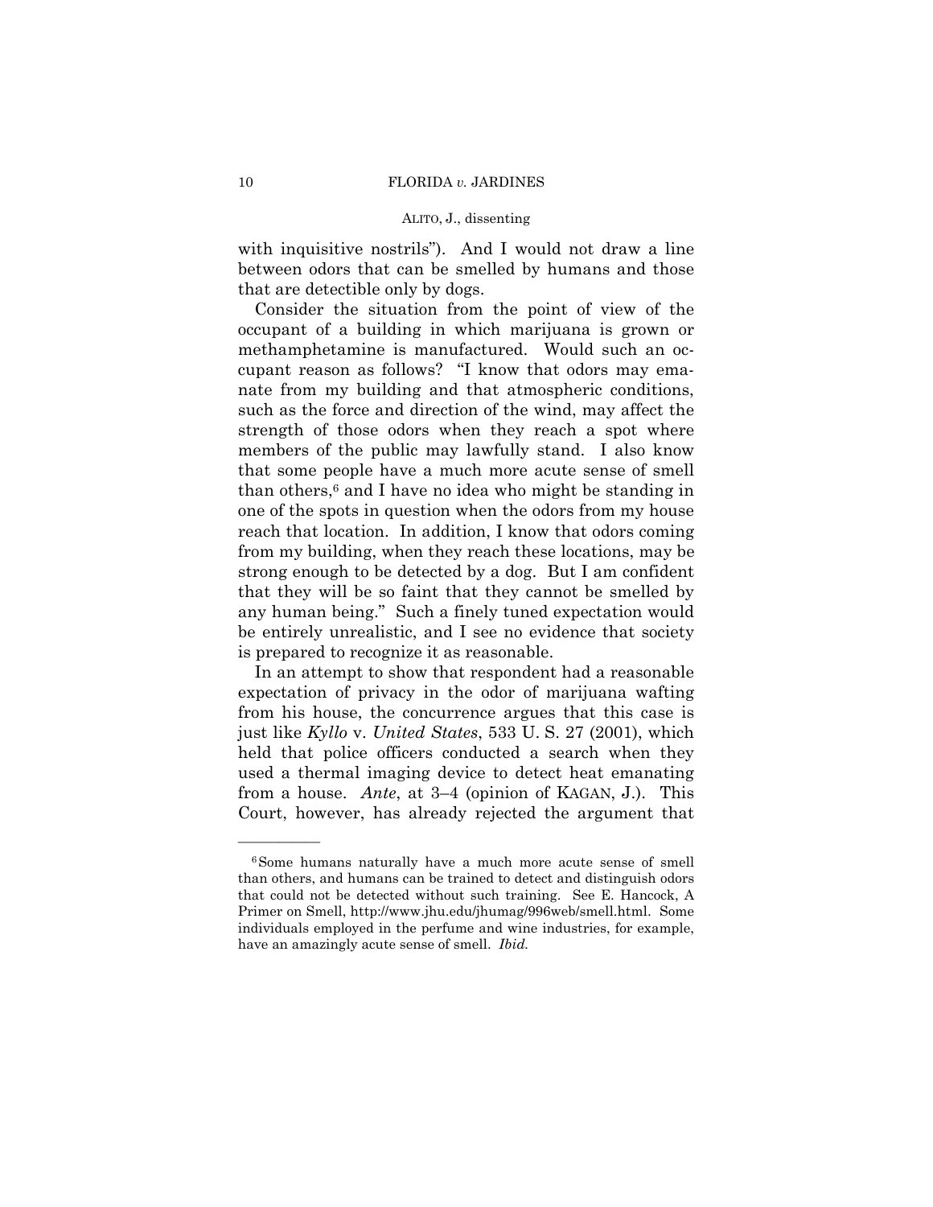with inquisitive nostrils"). And I would not draw a line between odors that can be smelled by humans and those that are detectible only by dogs.

Consider the situation from the point of view of the occupant of a building in which marijuana is grown or methamphetamine is manufactured. Would such an occupant reason as follows? "I know that odors may emanate from my building and that atmospheric conditions, such as the force and direction of the wind, may affect the strength of those odors when they reach a spot where members of the public may lawfully stand. I also know that some people have a much more acute sense of smell than others,[6] and I have no idea who might be standing in one of the spots in question when the odors from my house reach that location. In addition, I know that odors coming from my building, when they reach these locations, may be strong enough to be detected by a dog. But I am confident that they will be so faint that they cannot be smelled by any human being." Such a finely tuned expectation would be entirely unrealistic, and I see no evidence that society is prepared to recognize it as reasonable.

In an attempt to show that respondent had a reasonable expectation of privacy in the odor of marijuana wafting from his house, the concurrence argues that this case is just like *Kyllo* v. *United States*, 533 U. S. 27 (2001), which held that police officers conducted a search when they used a thermal imaging device to detect heat emanating from a house. *Ante*, at 3–4 (opinion of KAGAN, J.). This Court, however, has already rejected the argument that

---

[6] Some humans naturally have a much more acute sense of smell than others, and humans can be trained to detect and distinguish odors that could not be detected without such training. See E. Hancock, A Primer on Smell, http://www.jhu.edu/jhumag/996web/smell.html. Some individuals employed in the perfume and wine industries, for example, have an amazingly acute sense of smell. *Ibid.*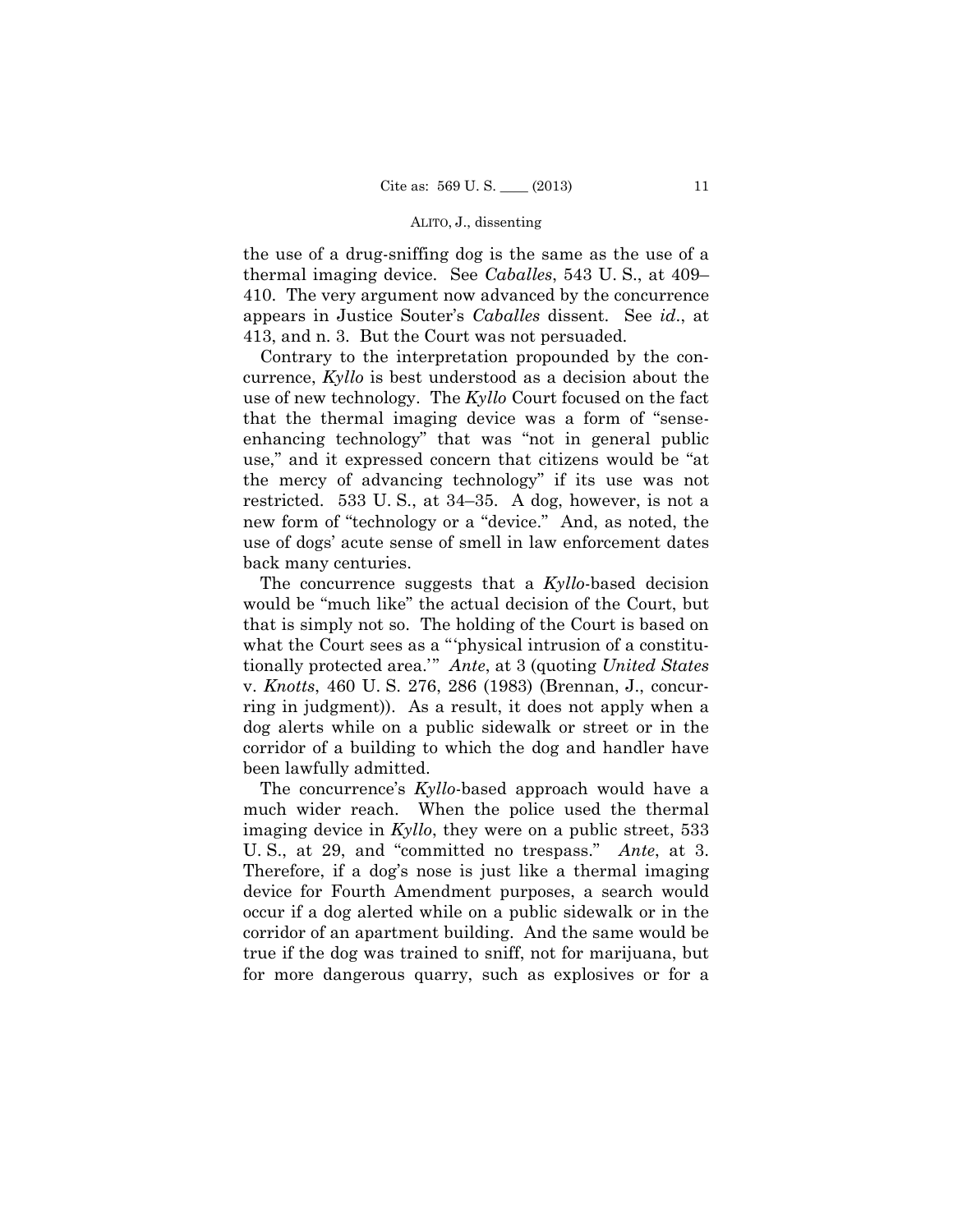the use of a drug-sniffing dog is the same as the use of a thermal imaging device. See *Caballes*, 543 U. S., at 409–410. The very argument now advanced by the concurrence appears in Justice Souter's *Caballes* dissent. See *id*., at 413, and n. 3. But the Court was not persuaded.

Contrary to the interpretation propounded by the concurrence, *Kyllo* is best understood as a decision about the use of new technology. The *Kyllo* Court focused on the fact that the thermal imaging device was a form of "sense-enhancing technology" that was "not in general public use," and it expressed concern that citizens would be "at the mercy of advancing technology" if its use was not restricted. 533 U. S., at 34–35. A dog, however, is not a new form of "technology or a "device." And, as noted, the use of dogs' acute sense of smell in law enforcement dates back many centuries.

The concurrence suggests that a *Kyllo*-based decision would be "much like" the actual decision of the Court, but that is simply not so. The holding of the Court is based on what the Court sees as a "'physical intrusion of a constitutionally protected area.'" *Ante*, at 3 (quoting *United States* v. *Knotts*, 460 U. S. 276, 286 (1983) (Brennan, J., concurring in judgment)). As a result, it does not apply when a dog alerts while on a public sidewalk or street or in the corridor of a building to which the dog and handler have been lawfully admitted.

The concurrence's *Kyllo*-based approach would have a much wider reach. When the police used the thermal imaging device in *Kyllo*, they were on a public street, 533 U. S., at 29, and "committed no trespass." *Ante*, at 3. Therefore, if a dog's nose is just like a thermal imaging device for Fourth Amendment purposes, a search would occur if a dog alerted while on a public sidewalk or in the corridor of an apartment building. And the same would be true if the dog was trained to sniff, not for marijuana, but for more dangerous quarry, such as explosives or for a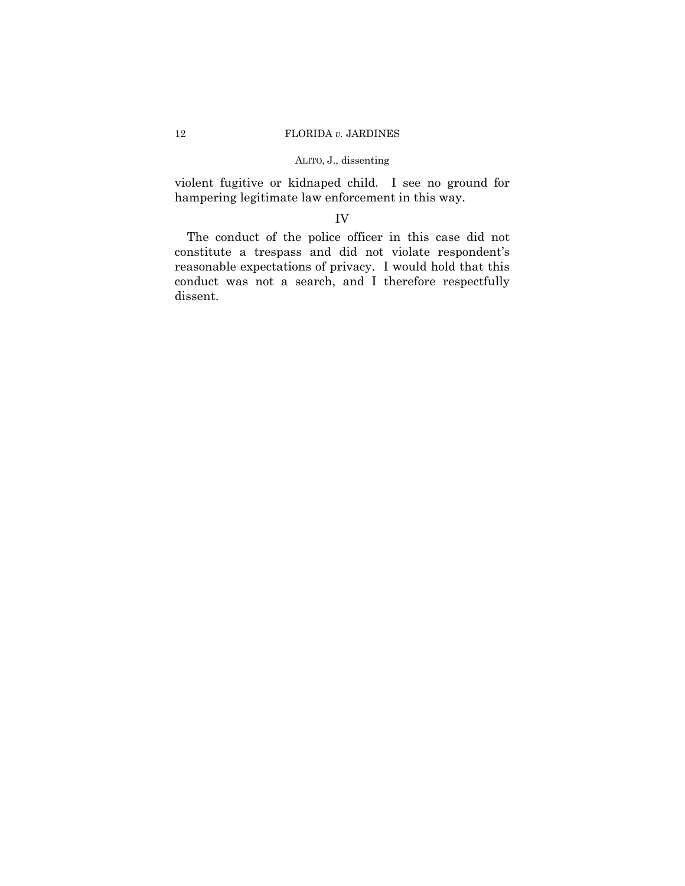violent fugitive or kidnaped child. I see no ground for hampering legitimate law enforcement in this way.

## IV

The conduct of the police officer in this case did not constitute a trespass and did not violate respondent's reasonable expectations of privacy. I would hold that this conduct was not a search, and I therefore respectfully dissent.